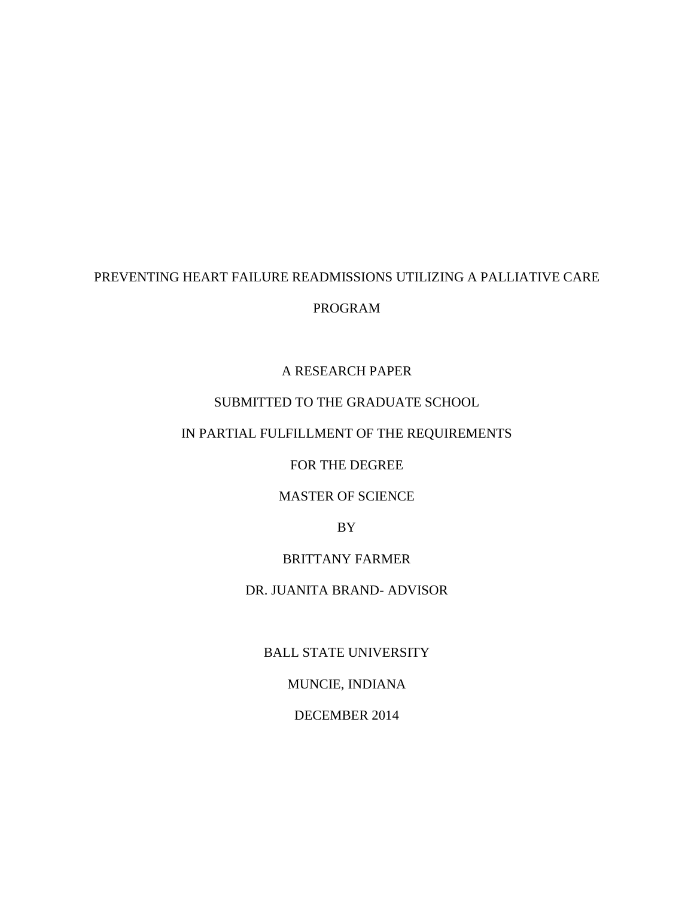# PREVENTING HEART FAILURE READMISSIONS UTILIZING A PALLIATIVE CARE PROGRAM

A RESEARCH PAPER

SUBMITTED TO THE GRADUATE SCHOOL

IN PARTIAL FULFILLMENT OF THE REQUIREMENTS

FOR THE DEGREE

MASTER OF SCIENCE

BY

BRITTANY FARMER

DR. JUANITA BRAND- ADVISOR

BALL STATE UNIVERSITY

MUNCIE, INDIANA

DECEMBER 2014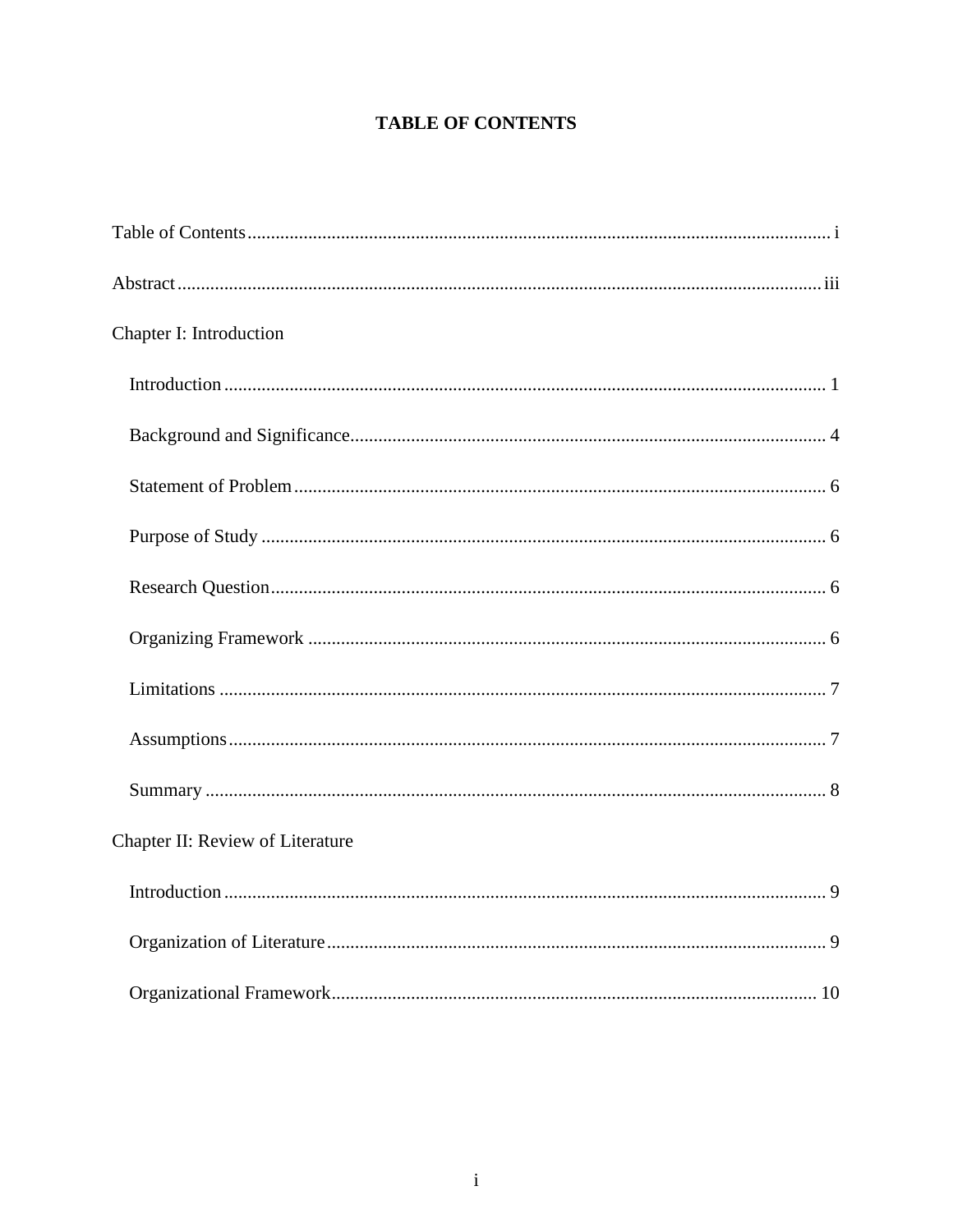# TABLE OF CONTENTS

Table of Contents ........................................................ i

Abstract ........................................................ iii

Chapter I: Introduction

- Introduction ........................................................ 1
- Background and Significance ........................................................ 4
- Statement of Problem ........................................................ 6
- Purpose of Study ........................................................ 6
- Research Question ........................................................ 6
- Organizing Framework ........................................................ 6
- Limitations ........................................................ 7
- Assumptions ........................................................ 7
- Summary ........................................................ 8

Chapter II: Review of Literature

- Introduction ........................................................ 9
- Organization of Literature ........................................................ 9
- Organizational Framework ........................................................ 10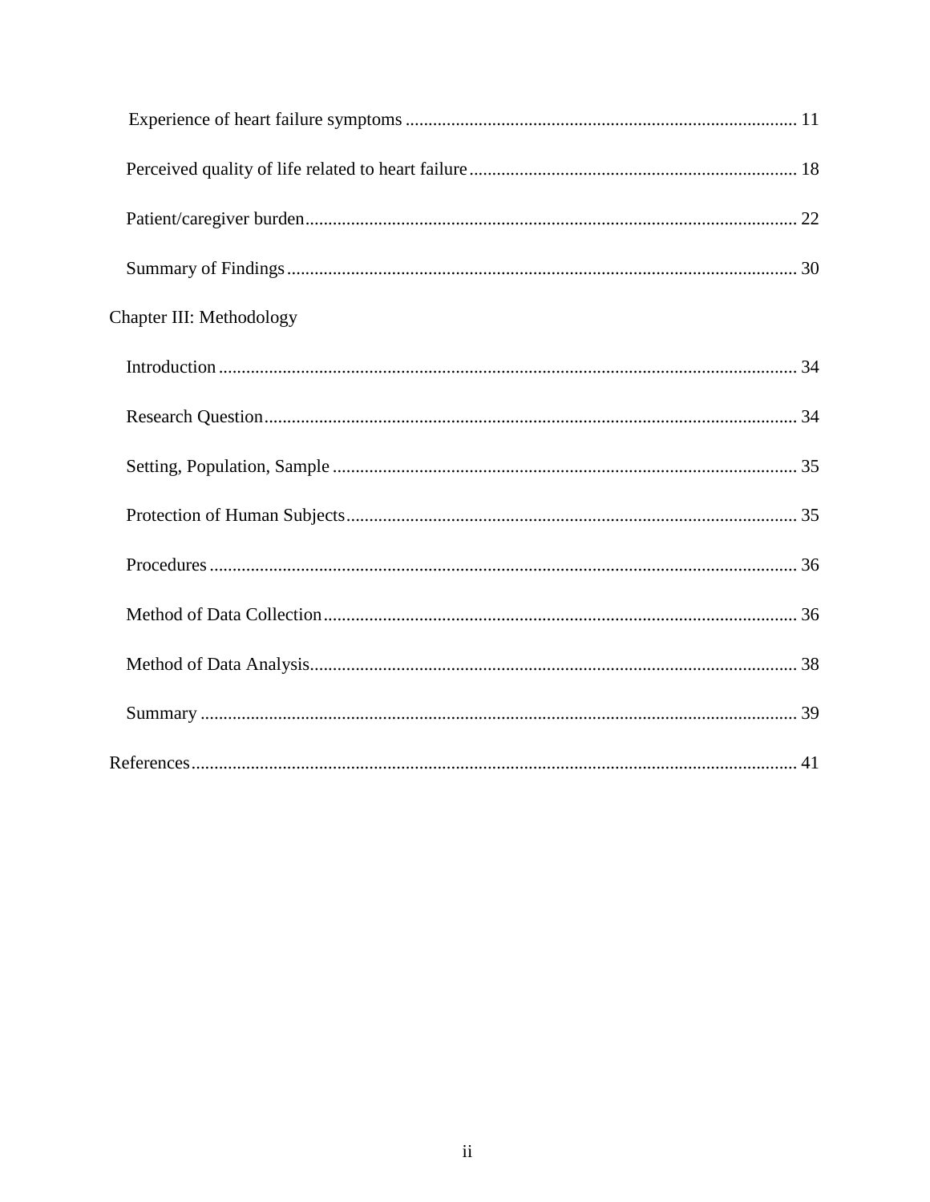Experience of heart failure symptoms ..................................................................................... 11

Perceived quality of life related to heart failure....................................................................... 18

Patient/caregiver burden........................................................................................................... 22

Summary of Findings............................................................................................................... 30

Chapter III: Methodology

Introduction.............................................................................................................................. 34

Research Question.................................................................................................................... 34

Setting, Population, Sample ..................................................................................................... 35

Protection of Human Subjects.................................................................................................. 35

Procedures................................................................................................................................ 36

Method of Data Collection....................................................................................................... 36

Method of Data Analysis.......................................................................................................... 38

Summary .................................................................................................................................. 39

References.................................................................................................................................... 41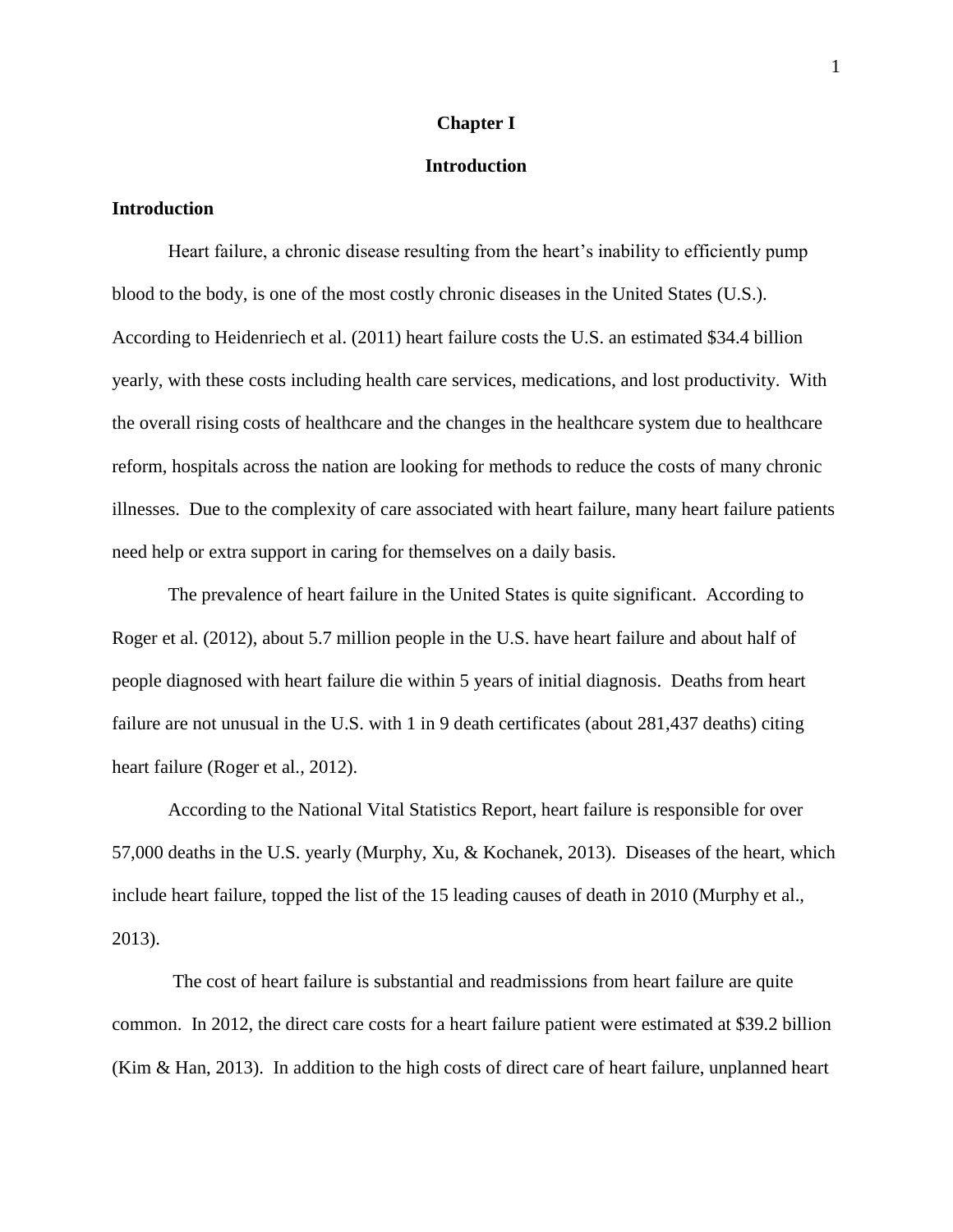# Chapter I

# Introduction

## Introduction

Heart failure, a chronic disease resulting from the heart's inability to efficiently pump blood to the body, is one of the most costly chronic diseases in the United States (U.S.). According to Heidenriech et al. (2011) heart failure costs the U.S. an estimated $34.4 billion yearly, with these costs including health care services, medications, and lost productivity. With the overall rising costs of healthcare and the changes in the healthcare system due to healthcare reform, hospitals across the nation are looking for methods to reduce the costs of many chronic illnesses. Due to the complexity of care associated with heart failure, many heart failure patients need help or extra support in caring for themselves on a daily basis.

The prevalence of heart failure in the United States is quite significant. According to Roger et al. (2012), about 5.7 million people in the U.S. have heart failure and about half of people diagnosed with heart failure die within 5 years of initial diagnosis. Deaths from heart failure are not unusual in the U.S. with 1 in 9 death certificates (about 281,437 deaths) citing heart failure (Roger et al., 2012).

According to the National Vital Statistics Report, heart failure is responsible for over 57,000 deaths in the U.S. yearly (Murphy, Xu, & Kochanek, 2013). Diseases of the heart, which include heart failure, topped the list of the 15 leading causes of death in 2010 (Murphy et al., 2013).

The cost of heart failure is substantial and readmissions from heart failure are quite common. In 2012, the direct care costs for a heart failure patient were estimated at $39.2 billion (Kim & Han, 2013). In addition to the high costs of direct care of heart failure, unplanned heart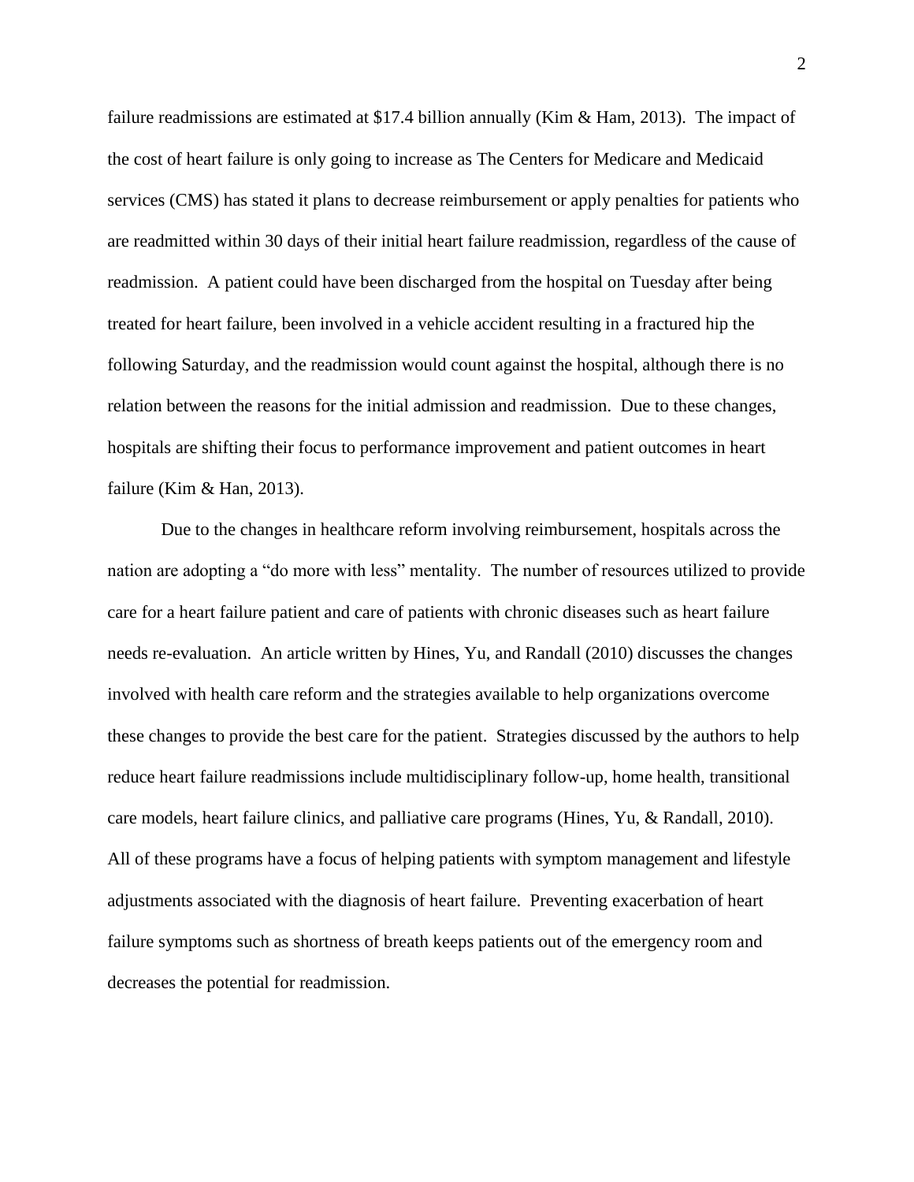failure readmissions are estimated at $17.4 billion annually (Kim & Ham, 2013). The impact of the cost of heart failure is only going to increase as The Centers for Medicare and Medicaid services (CMS) has stated it plans to decrease reimbursement or apply penalties for patients who are readmitted within 30 days of their initial heart failure readmission, regardless of the cause of readmission. A patient could have been discharged from the hospital on Tuesday after being treated for heart failure, been involved in a vehicle accident resulting in a fractured hip the following Saturday, and the readmission would count against the hospital, although there is no relation between the reasons for the initial admission and readmission. Due to these changes, hospitals are shifting their focus to performance improvement and patient outcomes in heart failure (Kim & Han, 2013).

Due to the changes in healthcare reform involving reimbursement, hospitals across the nation are adopting a "do more with less" mentality. The number of resources utilized to provide care for a heart failure patient and care of patients with chronic diseases such as heart failure needs re-evaluation. An article written by Hines, Yu, and Randall (2010) discusses the changes involved with health care reform and the strategies available to help organizations overcome these changes to provide the best care for the patient. Strategies discussed by the authors to help reduce heart failure readmissions include multidisciplinary follow-up, home health, transitional care models, heart failure clinics, and palliative care programs (Hines, Yu, & Randall, 2010). All of these programs have a focus of helping patients with symptom management and lifestyle adjustments associated with the diagnosis of heart failure. Preventing exacerbation of heart failure symptoms such as shortness of breath keeps patients out of the emergency room and decreases the potential for readmission.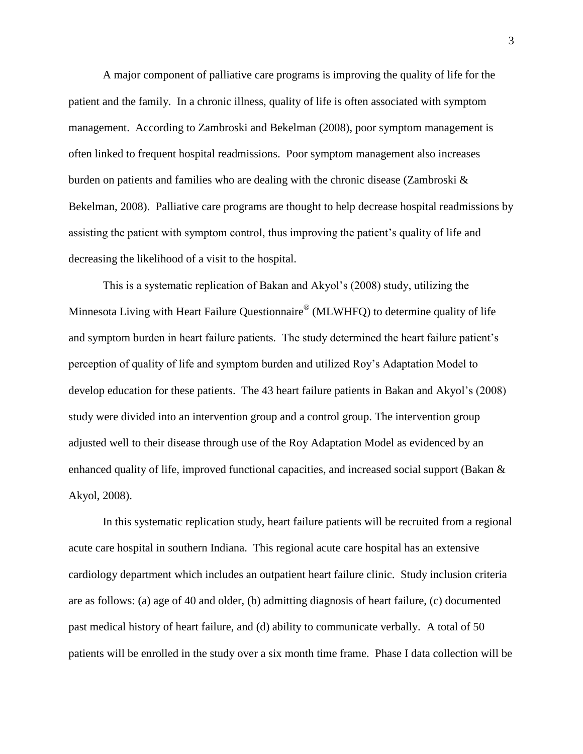A major component of palliative care programs is improving the quality of life for the patient and the family. In a chronic illness, quality of life is often associated with symptom management. According to Zambroski and Bekelman (2008), poor symptom management is often linked to frequent hospital readmissions. Poor symptom management also increases burden on patients and families who are dealing with the chronic disease (Zambroski & Bekelman, 2008). Palliative care programs are thought to help decrease hospital readmissions by assisting the patient with symptom control, thus improving the patient's quality of life and decreasing the likelihood of a visit to the hospital.

This is a systematic replication of Bakan and Akyol's (2008) study, utilizing the Minnesota Living with Heart Failure Questionnaire® (MLWHFQ) to determine quality of life and symptom burden in heart failure patients. The study determined the heart failure patient's perception of quality of life and symptom burden and utilized Roy's Adaptation Model to develop education for these patients. The 43 heart failure patients in Bakan and Akyol's (2008) study were divided into an intervention group and a control group. The intervention group adjusted well to their disease through use of the Roy Adaptation Model as evidenced by an enhanced quality of life, improved functional capacities, and increased social support (Bakan & Akyol, 2008).

In this systematic replication study, heart failure patients will be recruited from a regional acute care hospital in southern Indiana. This regional acute care hospital has an extensive cardiology department which includes an outpatient heart failure clinic. Study inclusion criteria are as follows: (a) age of 40 and older, (b) admitting diagnosis of heart failure, (c) documented past medical history of heart failure, and (d) ability to communicate verbally. A total of 50 patients will be enrolled in the study over a six month time frame. Phase I data collection will be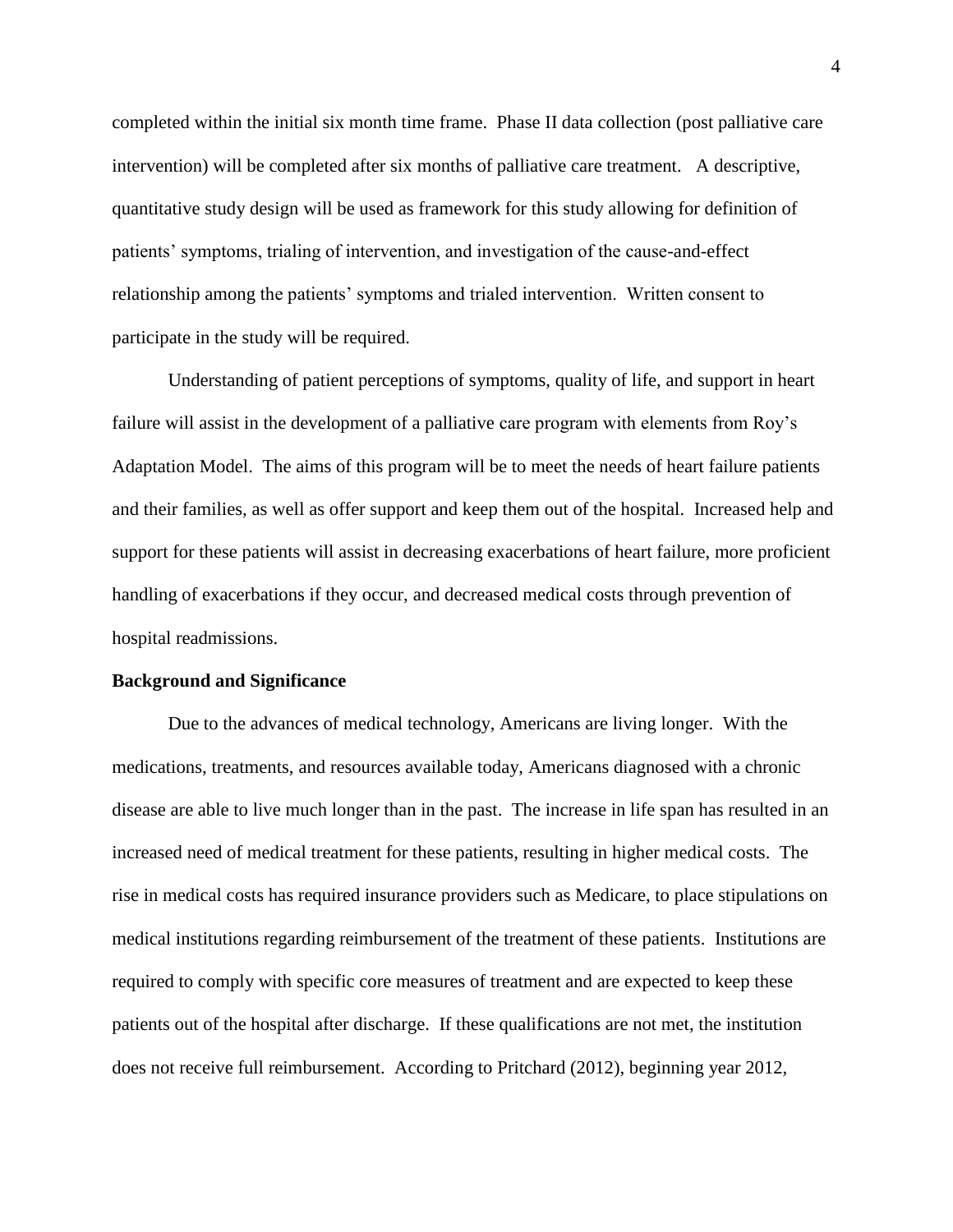completed within the initial six month time frame. Phase II data collection (post palliative care intervention) will be completed after six months of palliative care treatment. A descriptive, quantitative study design will be used as framework for this study allowing for definition of patients' symptoms, trialing of intervention, and investigation of the cause-and-effect relationship among the patients' symptoms and trialed intervention. Written consent to participate in the study will be required.

Understanding of patient perceptions of symptoms, quality of life, and support in heart failure will assist in the development of a palliative care program with elements from Roy's Adaptation Model. The aims of this program will be to meet the needs of heart failure patients and their families, as well as offer support and keep them out of the hospital. Increased help and support for these patients will assist in decreasing exacerbations of heart failure, more proficient handling of exacerbations if they occur, and decreased medical costs through prevention of hospital readmissions.

**Background and Significance**

Due to the advances of medical technology, Americans are living longer. With the medications, treatments, and resources available today, Americans diagnosed with a chronic disease are able to live much longer than in the past. The increase in life span has resulted in an increased need of medical treatment for these patients, resulting in higher medical costs. The rise in medical costs has required insurance providers such as Medicare, to place stipulations on medical institutions regarding reimbursement of the treatment of these patients. Institutions are required to comply with specific core measures of treatment and are expected to keep these patients out of the hospital after discharge. If these qualifications are not met, the institution does not receive full reimbursement. According to Pritchard (2012), beginning year 2012,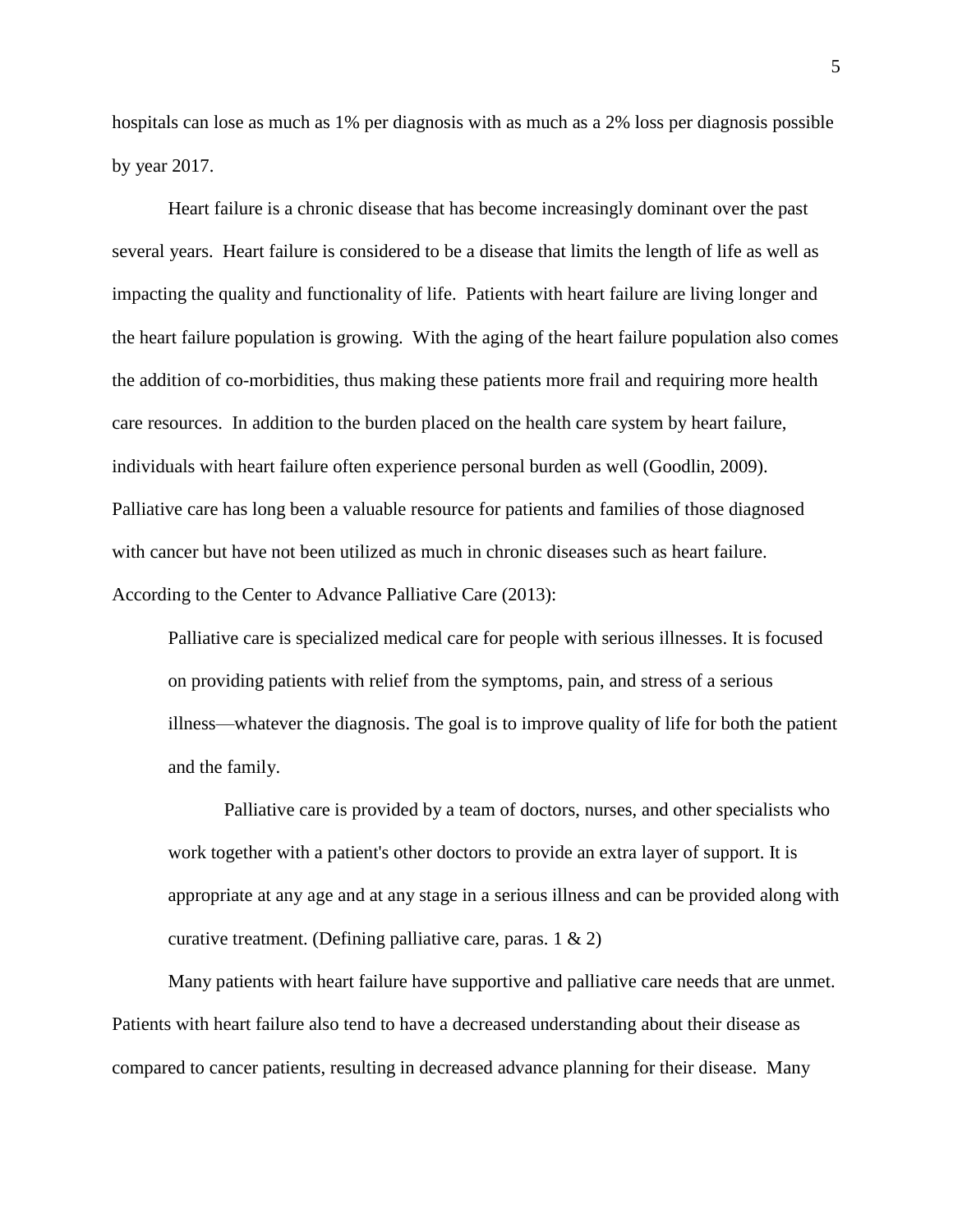hospitals can lose as much as 1% per diagnosis with as much as a 2% loss per diagnosis possible by year 2017.

Heart failure is a chronic disease that has become increasingly dominant over the past several years. Heart failure is considered to be a disease that limits the length of life as well as impacting the quality and functionality of life. Patients with heart failure are living longer and the heart failure population is growing. With the aging of the heart failure population also comes the addition of co-morbidities, thus making these patients more frail and requiring more health care resources. In addition to the burden placed on the health care system by heart failure, individuals with heart failure often experience personal burden as well (Goodlin, 2009). Palliative care has long been a valuable resource for patients and families of those diagnosed with cancer but have not been utilized as much in chronic diseases such as heart failure. According to the Center to Advance Palliative Care (2013):

> Palliative care is specialized medical care for people with serious illnesses. It is focused on providing patients with relief from the symptoms, pain, and stress of a serious illness—whatever the diagnosis. The goal is to improve quality of life for both the patient and the family.
>
> Palliative care is provided by a team of doctors, nurses, and other specialists who work together with a patient's other doctors to provide an extra layer of support. It is appropriate at any age and at any stage in a serious illness and can be provided along with curative treatment. (Defining palliative care, paras. 1 & 2)

Many patients with heart failure have supportive and palliative care needs that are unmet. Patients with heart failure also tend to have a decreased understanding about their disease as compared to cancer patients, resulting in decreased advance planning for their disease. Many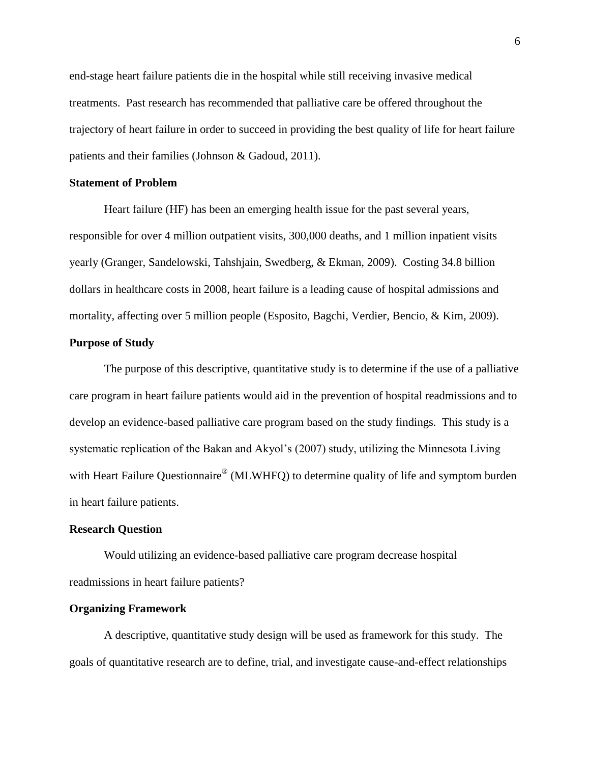end-stage heart failure patients die in the hospital while still receiving invasive medical treatments. Past research has recommended that palliative care be offered throughout the trajectory of heart failure in order to succeed in providing the best quality of life for heart failure patients and their families (Johnson & Gadoud, 2011).

**Statement of Problem**

Heart failure (HF) has been an emerging health issue for the past several years, responsible for over 4 million outpatient visits, 300,000 deaths, and 1 million inpatient visits yearly (Granger, Sandelowski, Tahshjain, Swedberg, & Ekman, 2009). Costing 34.8 billion dollars in healthcare costs in 2008, heart failure is a leading cause of hospital admissions and mortality, affecting over 5 million people (Esposito, Bagchi, Verdier, Bencio, & Kim, 2009).

**Purpose of Study**

The purpose of this descriptive, quantitative study is to determine if the use of a palliative care program in heart failure patients would aid in the prevention of hospital readmissions and to develop an evidence-based palliative care program based on the study findings. This study is a systematic replication of the Bakan and Akyol's (2007) study, utilizing the Minnesota Living with Heart Failure Questionnaire® (MLWHFQ) to determine quality of life and symptom burden in heart failure patients.

**Research Question**

Would utilizing an evidence-based palliative care program decrease hospital readmissions in heart failure patients?

**Organizing Framework**

A descriptive, quantitative study design will be used as framework for this study. The goals of quantitative research are to define, trial, and investigate cause-and-effect relationships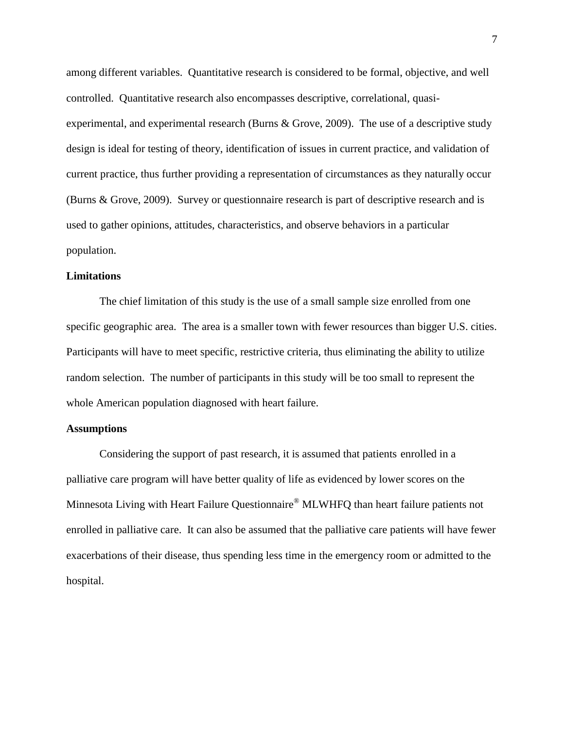among different variables. Quantitative research is considered to be formal, objective, and well controlled. Quantitative research also encompasses descriptive, correlational, quasi-experimental, and experimental research (Burns & Grove, 2009). The use of a descriptive study design is ideal for testing of theory, identification of issues in current practice, and validation of current practice, thus further providing a representation of circumstances as they naturally occur (Burns & Grove, 2009). Survey or questionnaire research is part of descriptive research and is used to gather opinions, attitudes, characteristics, and observe behaviors in a particular population.

**Limitations**

The chief limitation of this study is the use of a small sample size enrolled from one specific geographic area. The area is a smaller town with fewer resources than bigger U.S. cities. Participants will have to meet specific, restrictive criteria, thus eliminating the ability to utilize random selection. The number of participants in this study will be too small to represent the whole American population diagnosed with heart failure.

**Assumptions**

Considering the support of past research, it is assumed that patients enrolled in a palliative care program will have better quality of life as evidenced by lower scores on the Minnesota Living with Heart Failure Questionnaire® MLWHFQ than heart failure patients not enrolled in palliative care. It can also be assumed that the palliative care patients will have fewer exacerbations of their disease, thus spending less time in the emergency room or admitted to the hospital.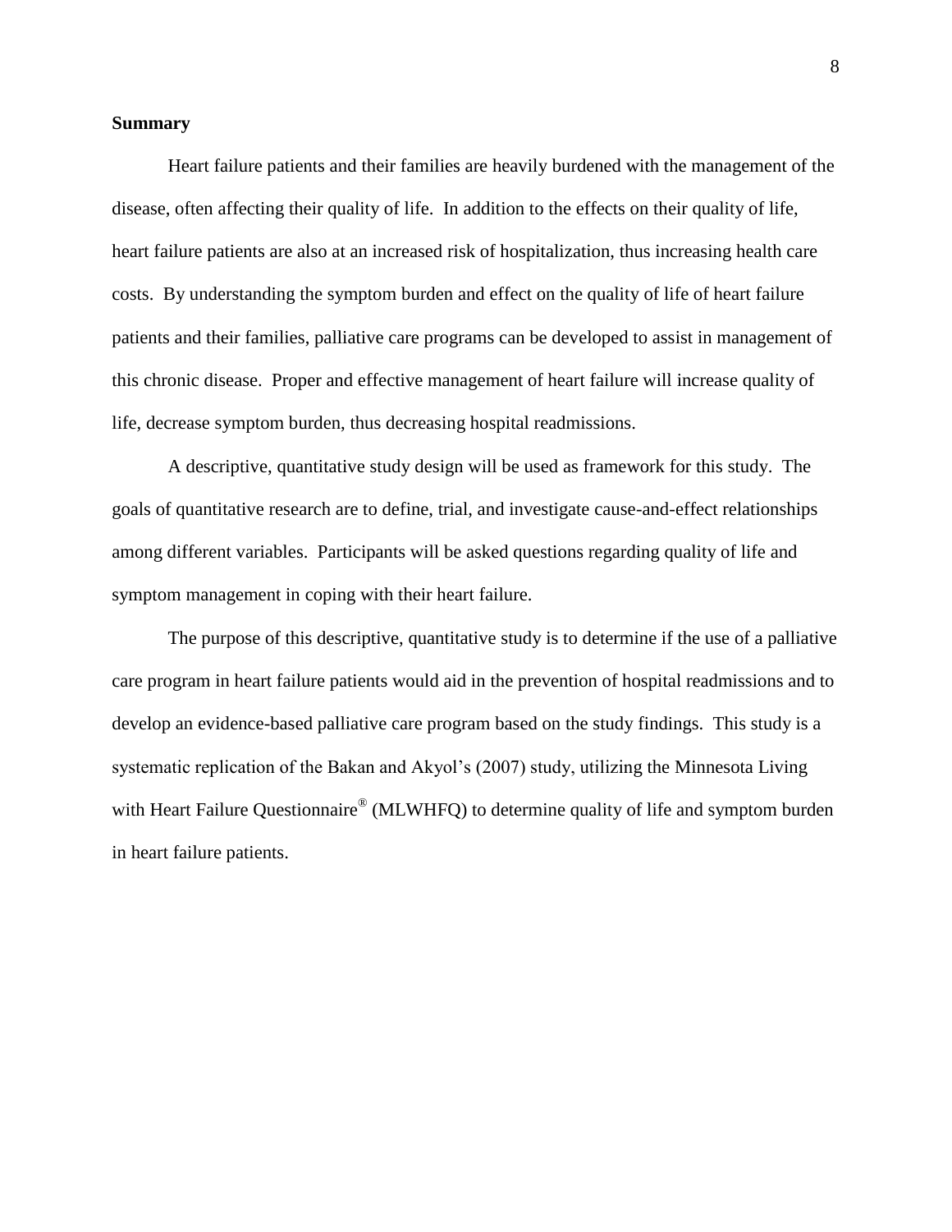**Summary**

Heart failure patients and their families are heavily burdened with the management of the disease, often affecting their quality of life. In addition to the effects on their quality of life, heart failure patients are also at an increased risk of hospitalization, thus increasing health care costs. By understanding the symptom burden and effect on the quality of life of heart failure patients and their families, palliative care programs can be developed to assist in management of this chronic disease. Proper and effective management of heart failure will increase quality of life, decrease symptom burden, thus decreasing hospital readmissions.

A descriptive, quantitative study design will be used as framework for this study. The goals of quantitative research are to define, trial, and investigate cause-and-effect relationships among different variables. Participants will be asked questions regarding quality of life and symptom management in coping with their heart failure.

The purpose of this descriptive, quantitative study is to determine if the use of a palliative care program in heart failure patients would aid in the prevention of hospital readmissions and to develop an evidence-based palliative care program based on the study findings. This study is a systematic replication of the Bakan and Akyol's (2007) study, utilizing the Minnesota Living with Heart Failure Questionnaire® (MLWHFQ) to determine quality of life and symptom burden in heart failure patients.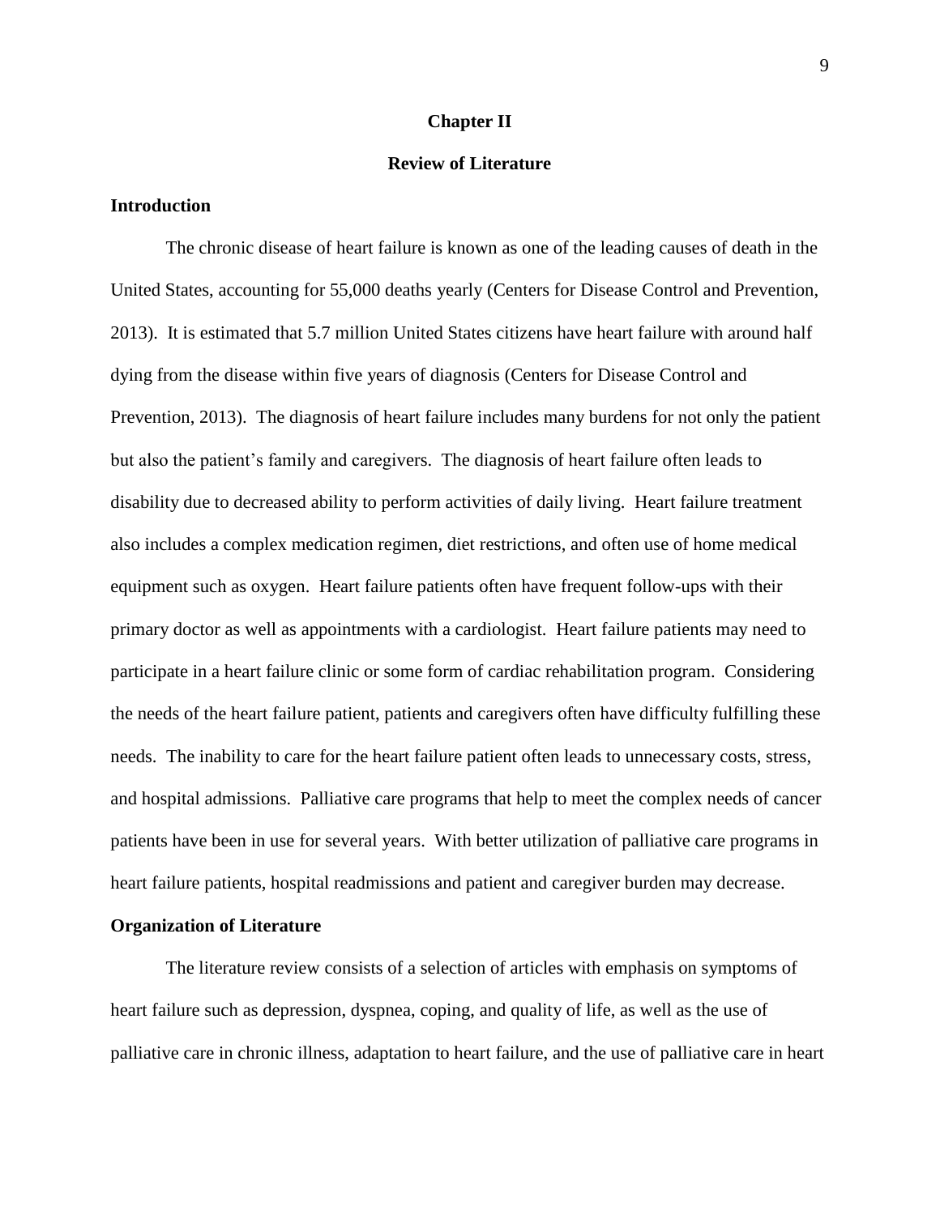# Chapter II

# Review of Literature

## Introduction

The chronic disease of heart failure is known as one of the leading causes of death in the United States, accounting for 55,000 deaths yearly (Centers for Disease Control and Prevention, 2013). It is estimated that 5.7 million United States citizens have heart failure with around half dying from the disease within five years of diagnosis (Centers for Disease Control and Prevention, 2013). The diagnosis of heart failure includes many burdens for not only the patient but also the patient's family and caregivers. The diagnosis of heart failure often leads to disability due to decreased ability to perform activities of daily living. Heart failure treatment also includes a complex medication regimen, diet restrictions, and often use of home medical equipment such as oxygen. Heart failure patients often have frequent follow-ups with their primary doctor as well as appointments with a cardiologist. Heart failure patients may need to participate in a heart failure clinic or some form of cardiac rehabilitation program. Considering the needs of the heart failure patient, patients and caregivers often have difficulty fulfilling these needs. The inability to care for the heart failure patient often leads to unnecessary costs, stress, and hospital admissions. Palliative care programs that help to meet the complex needs of cancer patients have been in use for several years. With better utilization of palliative care programs in heart failure patients, hospital readmissions and patient and caregiver burden may decrease.

## Organization of Literature

The literature review consists of a selection of articles with emphasis on symptoms of heart failure such as depression, dyspnea, coping, and quality of life, as well as the use of palliative care in chronic illness, adaptation to heart failure, and the use of palliative care in heart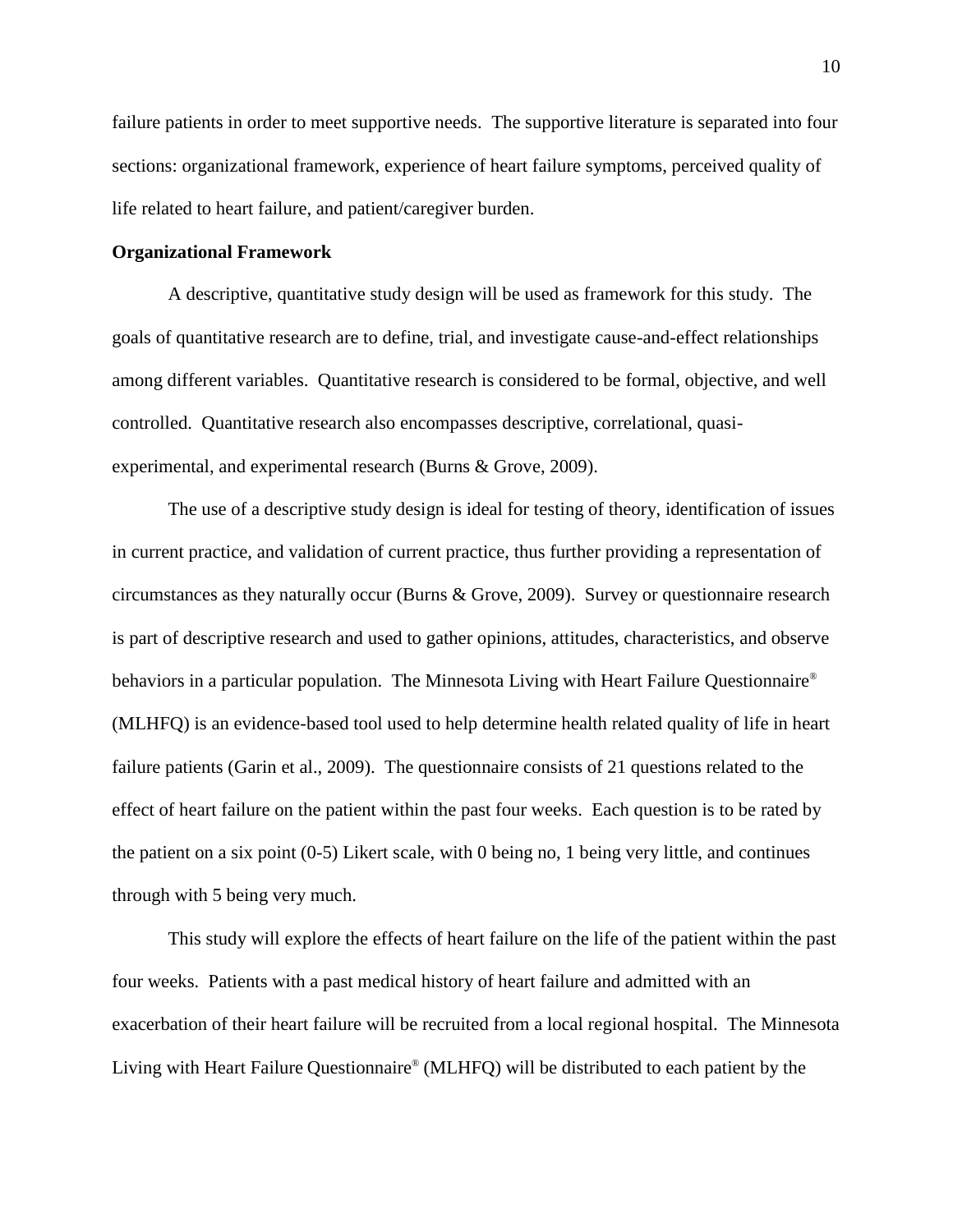failure patients in order to meet supportive needs. The supportive literature is separated into four sections: organizational framework, experience of heart failure symptoms, perceived quality of life related to heart failure, and patient/caregiver burden.

**Organizational Framework**

A descriptive, quantitative study design will be used as framework for this study. The goals of quantitative research are to define, trial, and investigate cause-and-effect relationships among different variables. Quantitative research is considered to be formal, objective, and well controlled. Quantitative research also encompasses descriptive, correlational, quasi-experimental, and experimental research (Burns & Grove, 2009).

The use of a descriptive study design is ideal for testing of theory, identification of issues in current practice, and validation of current practice, thus further providing a representation of circumstances as they naturally occur (Burns & Grove, 2009). Survey or questionnaire research is part of descriptive research and used to gather opinions, attitudes, characteristics, and observe behaviors in a particular population. The Minnesota Living with Heart Failure Questionnaire® (MLHFQ) is an evidence-based tool used to help determine health related quality of life in heart failure patients (Garin et al., 2009). The questionnaire consists of 21 questions related to the effect of heart failure on the patient within the past four weeks. Each question is to be rated by the patient on a six point (0-5) Likert scale, with 0 being no, 1 being very little, and continues through with 5 being very much.

This study will explore the effects of heart failure on the life of the patient within the past four weeks. Patients with a past medical history of heart failure and admitted with an exacerbation of their heart failure will be recruited from a local regional hospital. The Minnesota Living with Heart Failure Questionnaire® (MLHFQ) will be distributed to each patient by the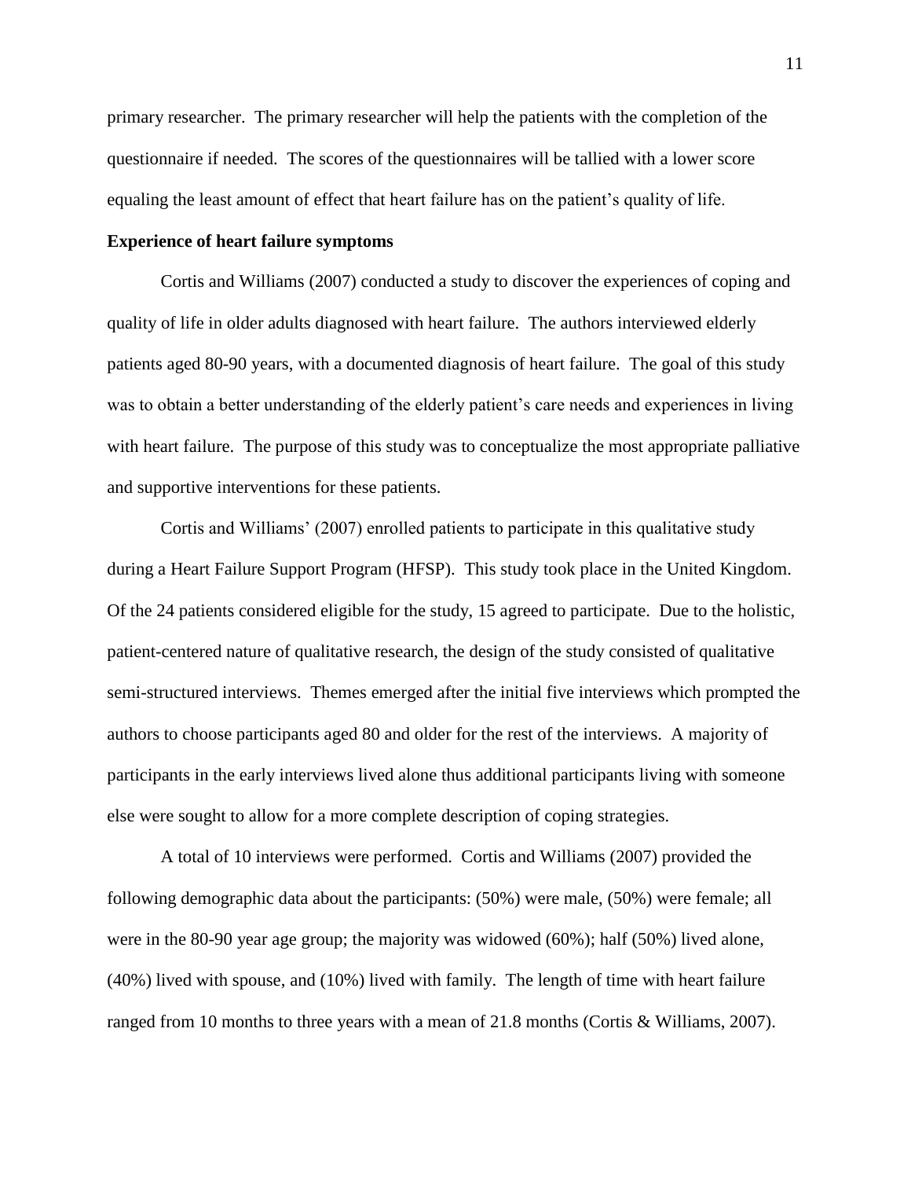primary researcher. The primary researcher will help the patients with the completion of the questionnaire if needed. The scores of the questionnaires will be tallied with a lower score equaling the least amount of effect that heart failure has on the patient's quality of life.

**Experience of heart failure symptoms**

Cortis and Williams (2007) conducted a study to discover the experiences of coping and quality of life in older adults diagnosed with heart failure. The authors interviewed elderly patients aged 80-90 years, with a documented diagnosis of heart failure. The goal of this study was to obtain a better understanding of the elderly patient's care needs and experiences in living with heart failure. The purpose of this study was to conceptualize the most appropriate palliative and supportive interventions for these patients.

Cortis and Williams' (2007) enrolled patients to participate in this qualitative study during a Heart Failure Support Program (HFSP). This study took place in the United Kingdom. Of the 24 patients considered eligible for the study, 15 agreed to participate. Due to the holistic, patient-centered nature of qualitative research, the design of the study consisted of qualitative semi-structured interviews. Themes emerged after the initial five interviews which prompted the authors to choose participants aged 80 and older for the rest of the interviews. A majority of participants in the early interviews lived alone thus additional participants living with someone else were sought to allow for a more complete description of coping strategies.

A total of 10 interviews were performed. Cortis and Williams (2007) provided the following demographic data about the participants: (50%) were male, (50%) were female; all were in the 80-90 year age group; the majority was widowed (60%); half (50%) lived alone, (40%) lived with spouse, and (10%) lived with family. The length of time with heart failure ranged from 10 months to three years with a mean of 21.8 months (Cortis & Williams, 2007).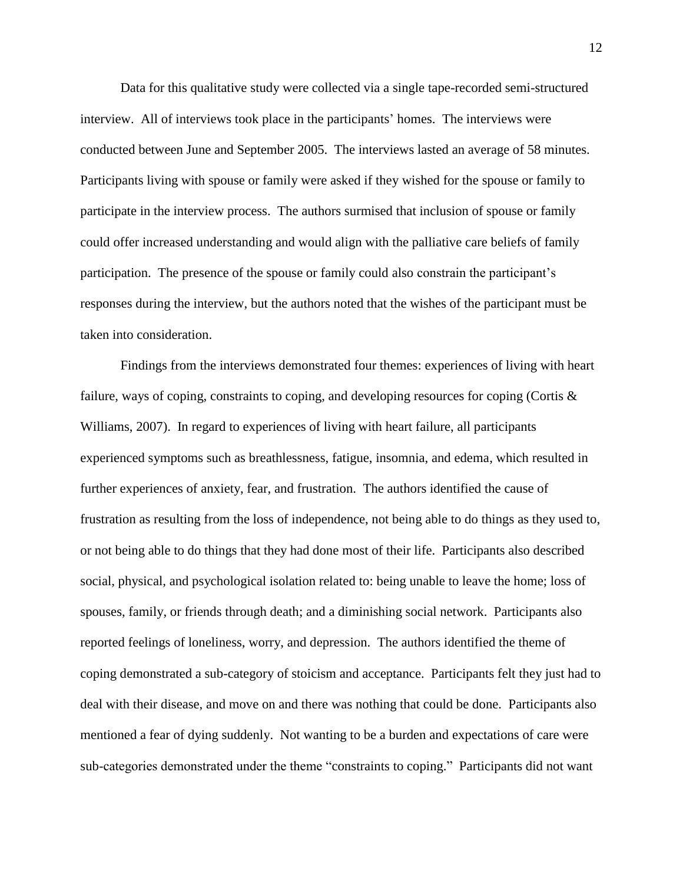Data for this qualitative study were collected via a single tape-recorded semi-structured interview. All of interviews took place in the participants' homes. The interviews were conducted between June and September 2005. The interviews lasted an average of 58 minutes. Participants living with spouse or family were asked if they wished for the spouse or family to participate in the interview process. The authors surmised that inclusion of spouse or family could offer increased understanding and would align with the palliative care beliefs of family participation. The presence of the spouse or family could also constrain the participant's responses during the interview, but the authors noted that the wishes of the participant must be taken into consideration.

Findings from the interviews demonstrated four themes: experiences of living with heart failure, ways of coping, constraints to coping, and developing resources for coping (Cortis & Williams, 2007). In regard to experiences of living with heart failure, all participants experienced symptoms such as breathlessness, fatigue, insomnia, and edema, which resulted in further experiences of anxiety, fear, and frustration. The authors identified the cause of frustration as resulting from the loss of independence, not being able to do things as they used to, or not being able to do things that they had done most of their life. Participants also described social, physical, and psychological isolation related to: being unable to leave the home; loss of spouses, family, or friends through death; and a diminishing social network. Participants also reported feelings of loneliness, worry, and depression. The authors identified the theme of coping demonstrated a sub-category of stoicism and acceptance. Participants felt they just had to deal with their disease, and move on and there was nothing that could be done. Participants also mentioned a fear of dying suddenly. Not wanting to be a burden and expectations of care were sub-categories demonstrated under the theme "constraints to coping." Participants did not want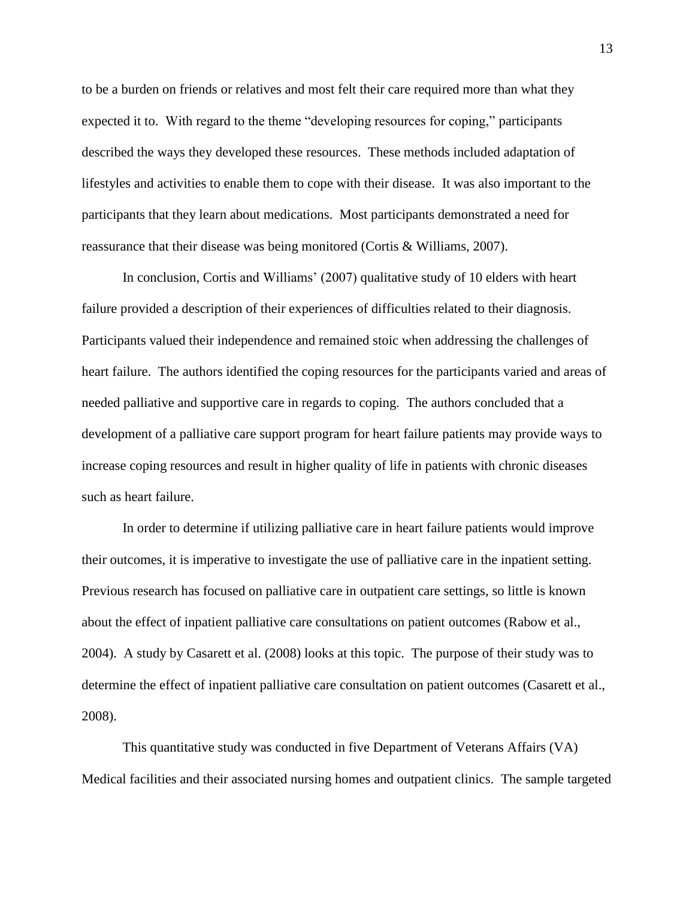to be a burden on friends or relatives and most felt their care required more than what they expected it to. With regard to the theme "developing resources for coping," participants described the ways they developed these resources. These methods included adaptation of lifestyles and activities to enable them to cope with their disease. It was also important to the participants that they learn about medications. Most participants demonstrated a need for reassurance that their disease was being monitored (Cortis & Williams, 2007).

In conclusion, Cortis and Williams' (2007) qualitative study of 10 elders with heart failure provided a description of their experiences of difficulties related to their diagnosis. Participants valued their independence and remained stoic when addressing the challenges of heart failure. The authors identified the coping resources for the participants varied and areas of needed palliative and supportive care in regards to coping. The authors concluded that a development of a palliative care support program for heart failure patients may provide ways to increase coping resources and result in higher quality of life in patients with chronic diseases such as heart failure.

In order to determine if utilizing palliative care in heart failure patients would improve their outcomes, it is imperative to investigate the use of palliative care in the inpatient setting. Previous research has focused on palliative care in outpatient care settings, so little is known about the effect of inpatient palliative care consultations on patient outcomes (Rabow et al., 2004). A study by Casarett et al. (2008) looks at this topic. The purpose of their study was to determine the effect of inpatient palliative care consultation on patient outcomes (Casarett et al., 2008).

This quantitative study was conducted in five Department of Veterans Affairs (VA) Medical facilities and their associated nursing homes and outpatient clinics. The sample targeted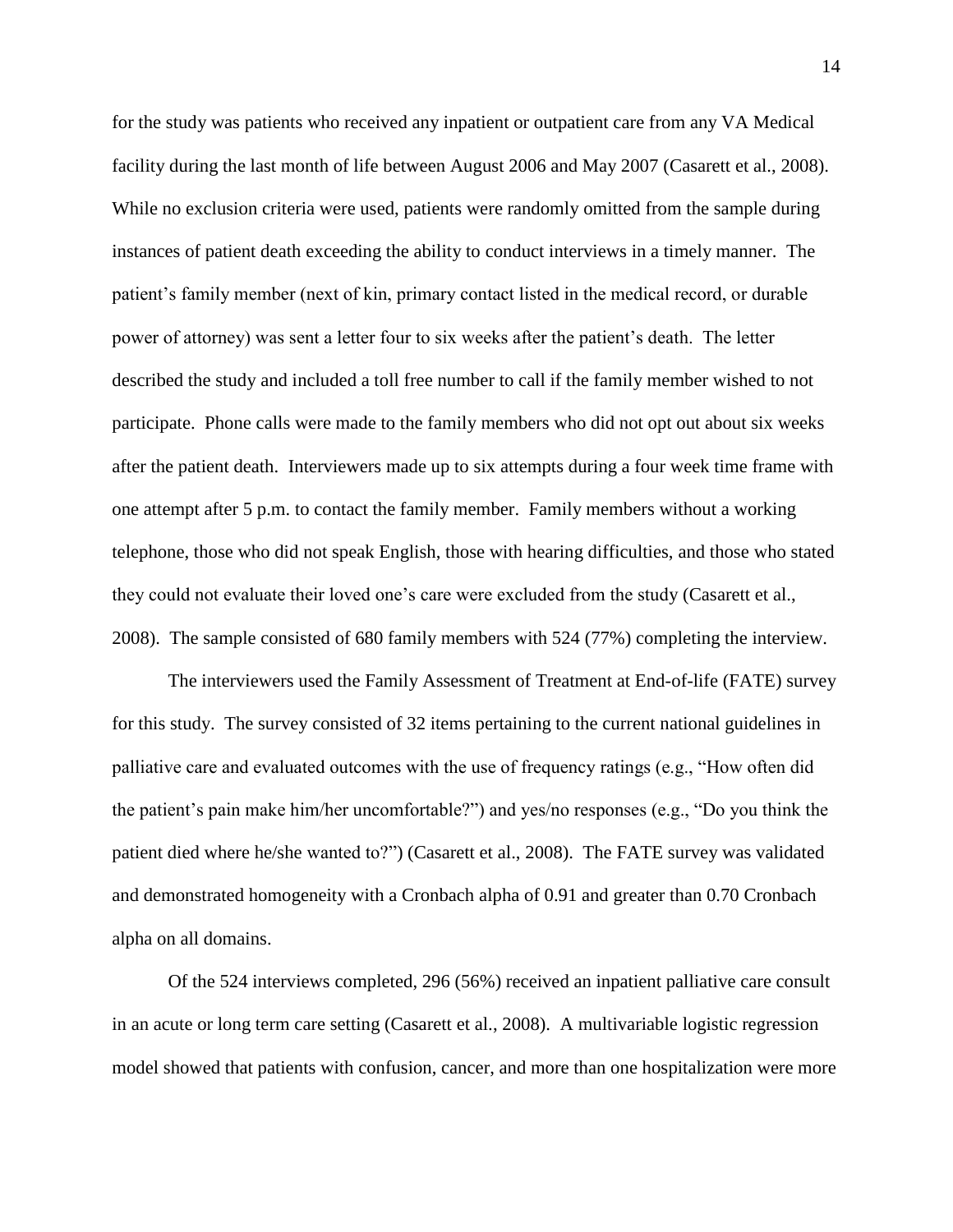for the study was patients who received any inpatient or outpatient care from any VA Medical facility during the last month of life between August 2006 and May 2007 (Casarett et al., 2008). While no exclusion criteria were used, patients were randomly omitted from the sample during instances of patient death exceeding the ability to conduct interviews in a timely manner. The patient's family member (next of kin, primary contact listed in the medical record, or durable power of attorney) was sent a letter four to six weeks after the patient's death. The letter described the study and included a toll free number to call if the family member wished to not participate. Phone calls were made to the family members who did not opt out about six weeks after the patient death. Interviewers made up to six attempts during a four week time frame with one attempt after 5 p.m. to contact the family member. Family members without a working telephone, those who did not speak English, those with hearing difficulties, and those who stated they could not evaluate their loved one's care were excluded from the study (Casarett et al., 2008). The sample consisted of 680 family members with 524 (77%) completing the interview.

The interviewers used the Family Assessment of Treatment at End-of-life (FATE) survey for this study. The survey consisted of 32 items pertaining to the current national guidelines in palliative care and evaluated outcomes with the use of frequency ratings (e.g., "How often did the patient's pain make him/her uncomfortable?") and yes/no responses (e.g., "Do you think the patient died where he/she wanted to?") (Casarett et al., 2008). The FATE survey was validated and demonstrated homogeneity with a Cronbach alpha of 0.91 and greater than 0.70 Cronbach alpha on all domains.

Of the 524 interviews completed, 296 (56%) received an inpatient palliative care consult in an acute or long term care setting (Casarett et al., 2008). A multivariable logistic regression model showed that patients with confusion, cancer, and more than one hospitalization were more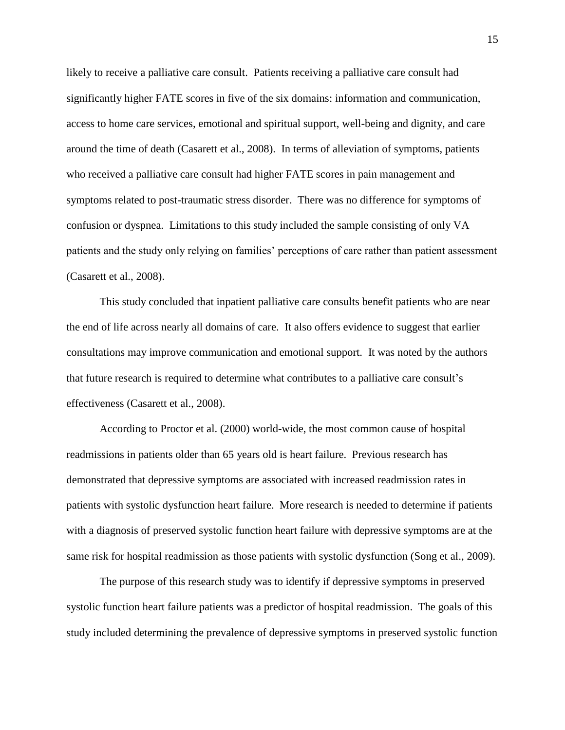likely to receive a palliative care consult. Patients receiving a palliative care consult had significantly higher FATE scores in five of the six domains: information and communication, access to home care services, emotional and spiritual support, well-being and dignity, and care around the time of death (Casarett et al., 2008). In terms of alleviation of symptoms, patients who received a palliative care consult had higher FATE scores in pain management and symptoms related to post-traumatic stress disorder. There was no difference for symptoms of confusion or dyspnea. Limitations to this study included the sample consisting of only VA patients and the study only relying on families' perceptions of care rather than patient assessment (Casarett et al., 2008).

This study concluded that inpatient palliative care consults benefit patients who are near the end of life across nearly all domains of care. It also offers evidence to suggest that earlier consultations may improve communication and emotional support. It was noted by the authors that future research is required to determine what contributes to a palliative care consult's effectiveness (Casarett et al., 2008).

According to Proctor et al. (2000) world-wide, the most common cause of hospital readmissions in patients older than 65 years old is heart failure. Previous research has demonstrated that depressive symptoms are associated with increased readmission rates in patients with systolic dysfunction heart failure. More research is needed to determine if patients with a diagnosis of preserved systolic function heart failure with depressive symptoms are at the same risk for hospital readmission as those patients with systolic dysfunction (Song et al., 2009).

The purpose of this research study was to identify if depressive symptoms in preserved systolic function heart failure patients was a predictor of hospital readmission. The goals of this study included determining the prevalence of depressive symptoms in preserved systolic function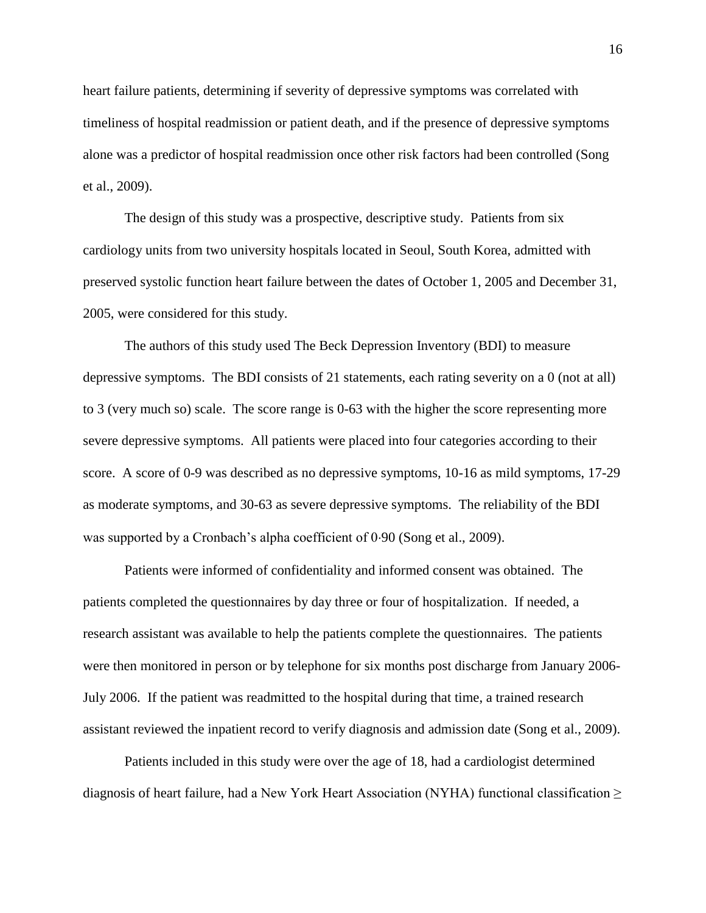heart failure patients, determining if severity of depressive symptoms was correlated with timeliness of hospital readmission or patient death, and if the presence of depressive symptoms alone was a predictor of hospital readmission once other risk factors had been controlled (Song et al., 2009).

The design of this study was a prospective, descriptive study. Patients from six cardiology units from two university hospitals located in Seoul, South Korea, admitted with preserved systolic function heart failure between the dates of October 1, 2005 and December 31, 2005, were considered for this study.

The authors of this study used The Beck Depression Inventory (BDI) to measure depressive symptoms. The BDI consists of 21 statements, each rating severity on a 0 (not at all) to 3 (very much so) scale. The score range is 0-63 with the higher the score representing more severe depressive symptoms. All patients were placed into four categories according to their score. A score of 0-9 was described as no depressive symptoms, 10-16 as mild symptoms, 17-29 as moderate symptoms, and 30-63 as severe depressive symptoms. The reliability of the BDI was supported by a Cronbach's alpha coefficient of 0·90 (Song et al., 2009).

Patients were informed of confidentiality and informed consent was obtained. The patients completed the questionnaires by day three or four of hospitalization. If needed, a research assistant was available to help the patients complete the questionnaires. The patients were then monitored in person or by telephone for six months post discharge from January 2006-July 2006. If the patient was readmitted to the hospital during that time, a trained research assistant reviewed the inpatient record to verify diagnosis and admission date (Song et al., 2009).

Patients included in this study were over the age of 18, had a cardiologist determined diagnosis of heart failure, had a New York Heart Association (NYHA) functional classification ≥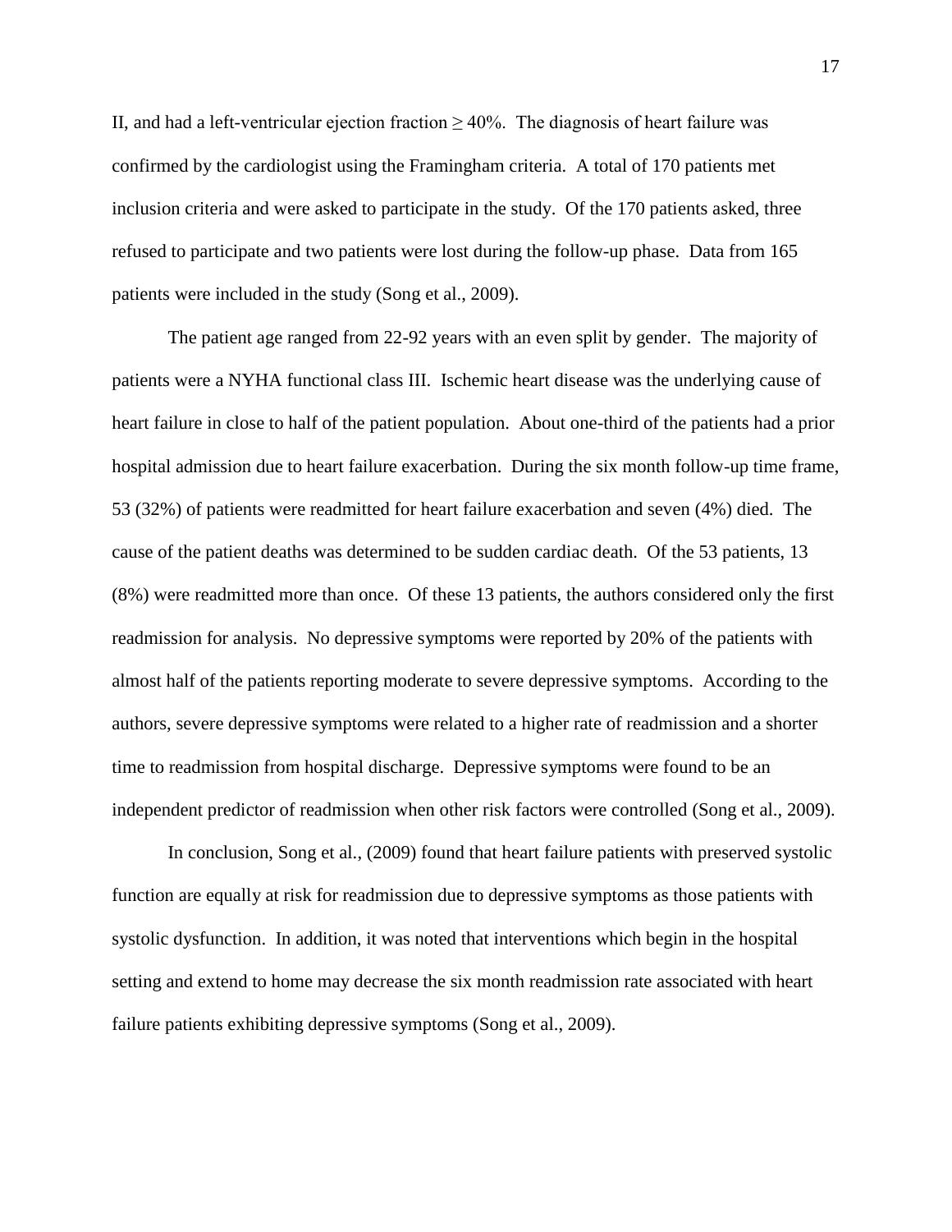II, and had a left-ventricular ejection fraction $\geq$ 40%. The diagnosis of heart failure was confirmed by the cardiologist using the Framingham criteria. A total of 170 patients met inclusion criteria and were asked to participate in the study. Of the 170 patients asked, three refused to participate and two patients were lost during the follow-up phase. Data from 165 patients were included in the study (Song et al., 2009).

The patient age ranged from 22-92 years with an even split by gender. The majority of patients were a NYHA functional class III. Ischemic heart disease was the underlying cause of heart failure in close to half of the patient population. About one-third of the patients had a prior hospital admission due to heart failure exacerbation. During the six month follow-up time frame, 53 (32%) of patients were readmitted for heart failure exacerbation and seven (4%) died. The cause of the patient deaths was determined to be sudden cardiac death. Of the 53 patients, 13 (8%) were readmitted more than once. Of these 13 patients, the authors considered only the first readmission for analysis. No depressive symptoms were reported by 20% of the patients with almost half of the patients reporting moderate to severe depressive symptoms. According to the authors, severe depressive symptoms were related to a higher rate of readmission and a shorter time to readmission from hospital discharge. Depressive symptoms were found to be an independent predictor of readmission when other risk factors were controlled (Song et al., 2009).

In conclusion, Song et al., (2009) found that heart failure patients with preserved systolic function are equally at risk for readmission due to depressive symptoms as those patients with systolic dysfunction. In addition, it was noted that interventions which begin in the hospital setting and extend to home may decrease the six month readmission rate associated with heart failure patients exhibiting depressive symptoms (Song et al., 2009).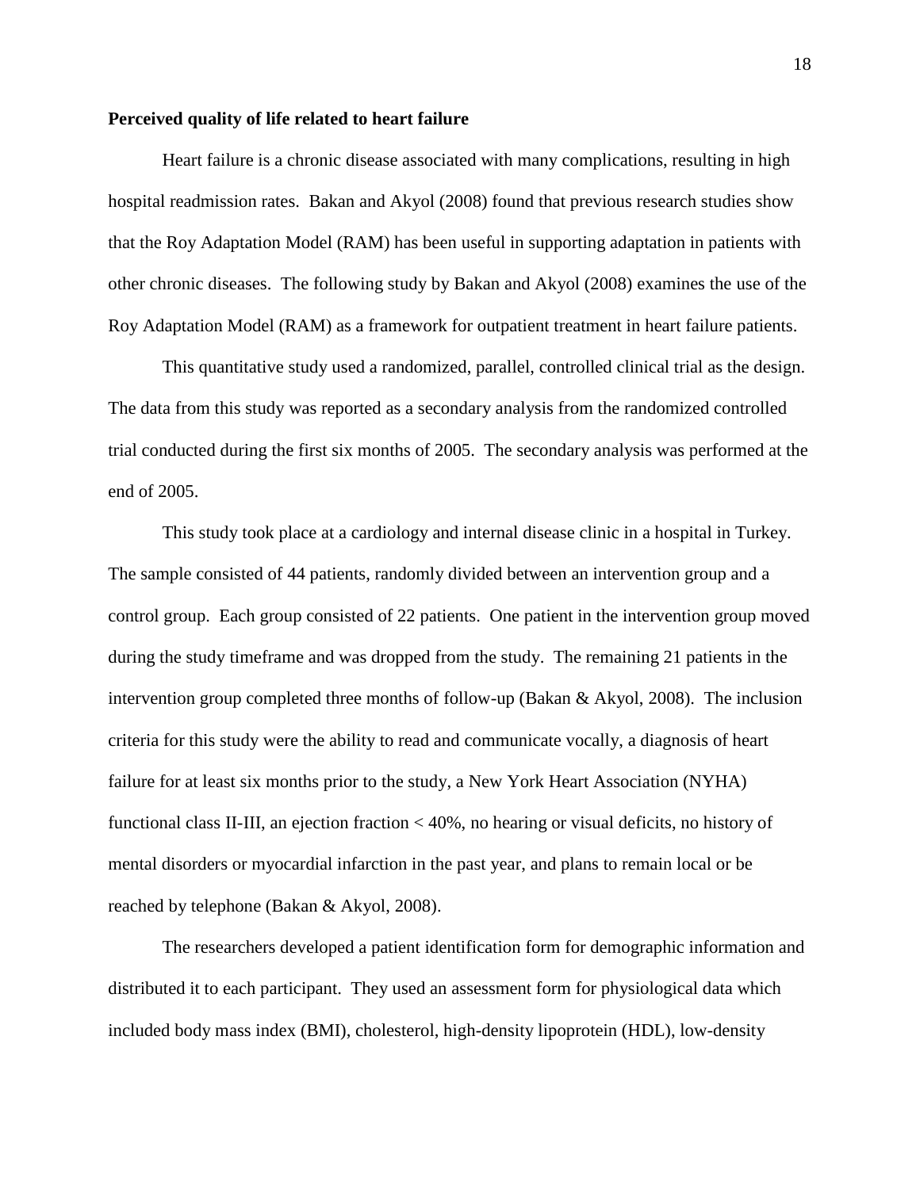**Perceived quality of life related to heart failure**

Heart failure is a chronic disease associated with many complications, resulting in high hospital readmission rates. Bakan and Akyol (2008) found that previous research studies show that the Roy Adaptation Model (RAM) has been useful in supporting adaptation in patients with other chronic diseases. The following study by Bakan and Akyol (2008) examines the use of the Roy Adaptation Model (RAM) as a framework for outpatient treatment in heart failure patients.

This quantitative study used a randomized, parallel, controlled clinical trial as the design. The data from this study was reported as a secondary analysis from the randomized controlled trial conducted during the first six months of 2005. The secondary analysis was performed at the end of 2005.

This study took place at a cardiology and internal disease clinic in a hospital in Turkey. The sample consisted of 44 patients, randomly divided between an intervention group and a control group. Each group consisted of 22 patients. One patient in the intervention group moved during the study timeframe and was dropped from the study. The remaining 21 patients in the intervention group completed three months of follow-up (Bakan & Akyol, 2008). The inclusion criteria for this study were the ability to read and communicate vocally, a diagnosis of heart failure for at least six months prior to the study, a New York Heart Association (NYHA) functional class II-III, an ejection fraction < 40%, no hearing or visual deficits, no history of mental disorders or myocardial infarction in the past year, and plans to remain local or be reached by telephone (Bakan & Akyol, 2008).

The researchers developed a patient identification form for demographic information and distributed it to each participant. They used an assessment form for physiological data which included body mass index (BMI), cholesterol, high-density lipoprotein (HDL), low-density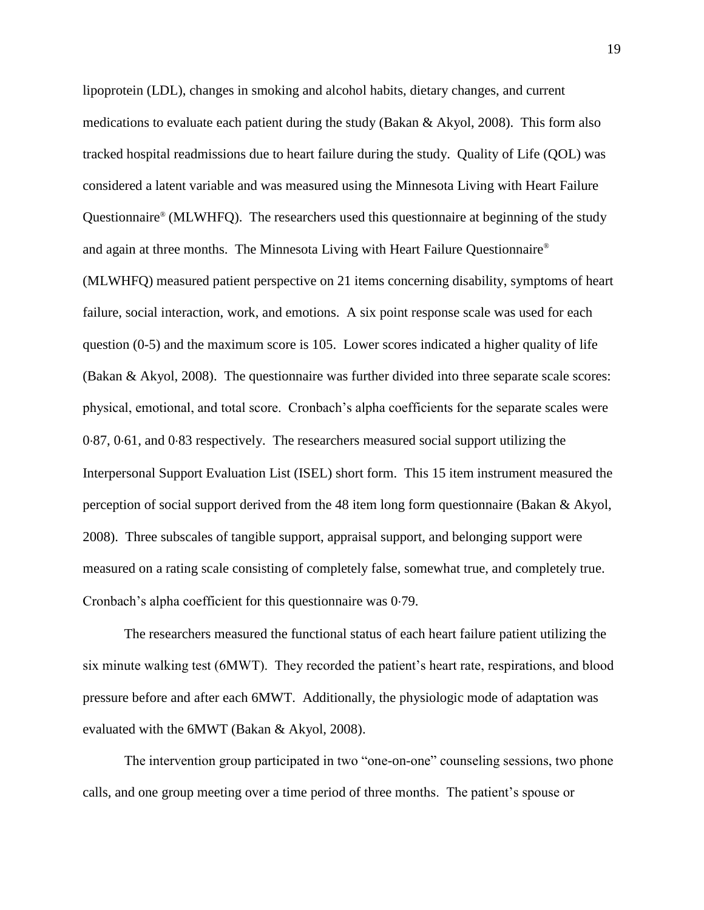lipoprotein (LDL), changes in smoking and alcohol habits, dietary changes, and current medications to evaluate each patient during the study (Bakan & Akyol, 2008). This form also tracked hospital readmissions due to heart failure during the study. Quality of Life (QOL) was considered a latent variable and was measured using the Minnesota Living with Heart Failure Questionnaire® (MLWHFQ). The researchers used this questionnaire at beginning of the study and again at three months. The Minnesota Living with Heart Failure Questionnaire® (MLWHFQ) measured patient perspective on 21 items concerning disability, symptoms of heart failure, social interaction, work, and emotions. A six point response scale was used for each question (0-5) and the maximum score is 105. Lower scores indicated a higher quality of life (Bakan & Akyol, 2008). The questionnaire was further divided into three separate scale scores: physical, emotional, and total score. Cronbach's alpha coefficients for the separate scales were 0·87, 0·61, and 0·83 respectively. The researchers measured social support utilizing the Interpersonal Support Evaluation List (ISEL) short form. This 15 item instrument measured the perception of social support derived from the 48 item long form questionnaire (Bakan & Akyol, 2008). Three subscales of tangible support, appraisal support, and belonging support were measured on a rating scale consisting of completely false, somewhat true, and completely true. Cronbach's alpha coefficient for this questionnaire was 0·79.

The researchers measured the functional status of each heart failure patient utilizing the six minute walking test (6MWT). They recorded the patient's heart rate, respirations, and blood pressure before and after each 6MWT. Additionally, the physiologic mode of adaptation was evaluated with the 6MWT (Bakan & Akyol, 2008).

The intervention group participated in two "one-on-one" counseling sessions, two phone calls, and one group meeting over a time period of three months. The patient's spouse or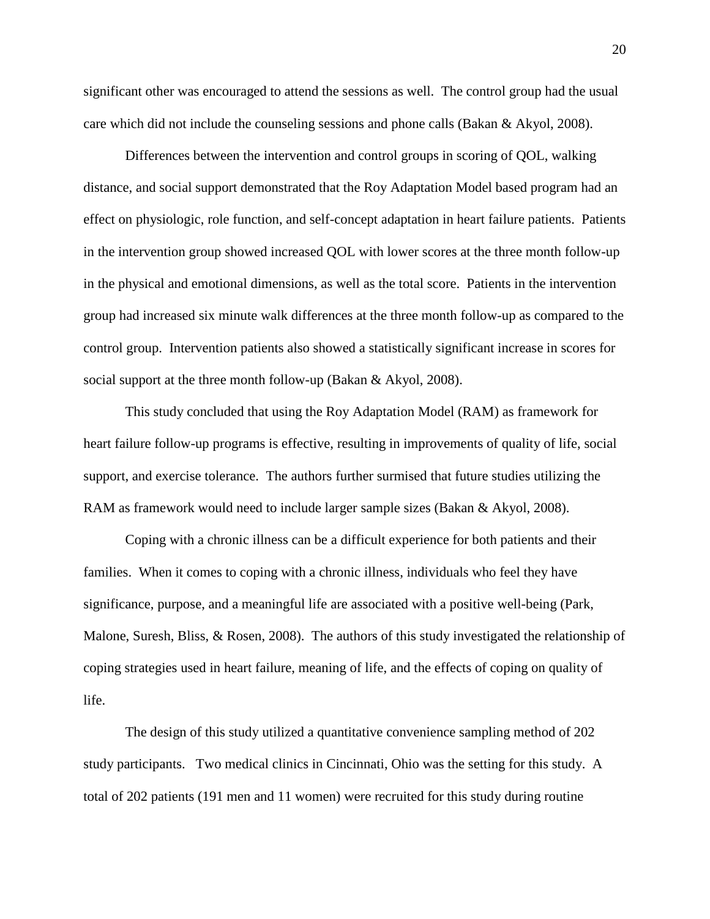significant other was encouraged to attend the sessions as well. The control group had the usual care which did not include the counseling sessions and phone calls (Bakan & Akyol, 2008).

Differences between the intervention and control groups in scoring of QOL, walking distance, and social support demonstrated that the Roy Adaptation Model based program had an effect on physiologic, role function, and self-concept adaptation in heart failure patients. Patients in the intervention group showed increased QOL with lower scores at the three month follow-up in the physical and emotional dimensions, as well as the total score. Patients in the intervention group had increased six minute walk differences at the three month follow-up as compared to the control group. Intervention patients also showed a statistically significant increase in scores for social support at the three month follow-up (Bakan & Akyol, 2008).

This study concluded that using the Roy Adaptation Model (RAM) as framework for heart failure follow-up programs is effective, resulting in improvements of quality of life, social support, and exercise tolerance. The authors further surmised that future studies utilizing the RAM as framework would need to include larger sample sizes (Bakan & Akyol, 2008).

Coping with a chronic illness can be a difficult experience for both patients and their families. When it comes to coping with a chronic illness, individuals who feel they have significance, purpose, and a meaningful life are associated with a positive well-being (Park, Malone, Suresh, Bliss, & Rosen, 2008). The authors of this study investigated the relationship of coping strategies used in heart failure, meaning of life, and the effects of coping on quality of life.

The design of this study utilized a quantitative convenience sampling method of 202 study participants. Two medical clinics in Cincinnati, Ohio was the setting for this study. A total of 202 patients (191 men and 11 women) were recruited for this study during routine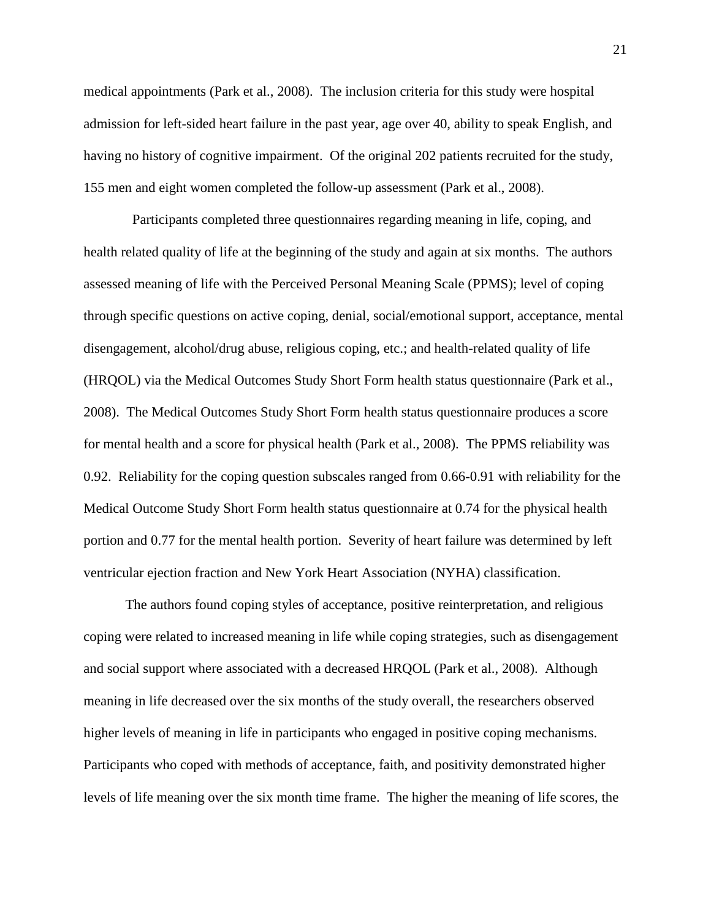medical appointments (Park et al., 2008). The inclusion criteria for this study were hospital admission for left-sided heart failure in the past year, age over 40, ability to speak English, and having no history of cognitive impairment. Of the original 202 patients recruited for the study, 155 men and eight women completed the follow-up assessment (Park et al., 2008).

Participants completed three questionnaires regarding meaning in life, coping, and health related quality of life at the beginning of the study and again at six months. The authors assessed meaning of life with the Perceived Personal Meaning Scale (PPMS); level of coping through specific questions on active coping, denial, social/emotional support, acceptance, mental disengagement, alcohol/drug abuse, religious coping, etc.; and health-related quality of life (HRQOL) via the Medical Outcomes Study Short Form health status questionnaire (Park et al., 2008). The Medical Outcomes Study Short Form health status questionnaire produces a score for mental health and a score for physical health (Park et al., 2008). The PPMS reliability was 0.92. Reliability for the coping question subscales ranged from 0.66-0.91 with reliability for the Medical Outcome Study Short Form health status questionnaire at 0.74 for the physical health portion and 0.77 for the mental health portion. Severity of heart failure was determined by left ventricular ejection fraction and New York Heart Association (NYHA) classification.

The authors found coping styles of acceptance, positive reinterpretation, and religious coping were related to increased meaning in life while coping strategies, such as disengagement and social support where associated with a decreased HRQOL (Park et al., 2008). Although meaning in life decreased over the six months of the study overall, the researchers observed higher levels of meaning in life in participants who engaged in positive coping mechanisms. Participants who coped with methods of acceptance, faith, and positivity demonstrated higher levels of life meaning over the six month time frame. The higher the meaning of life scores, the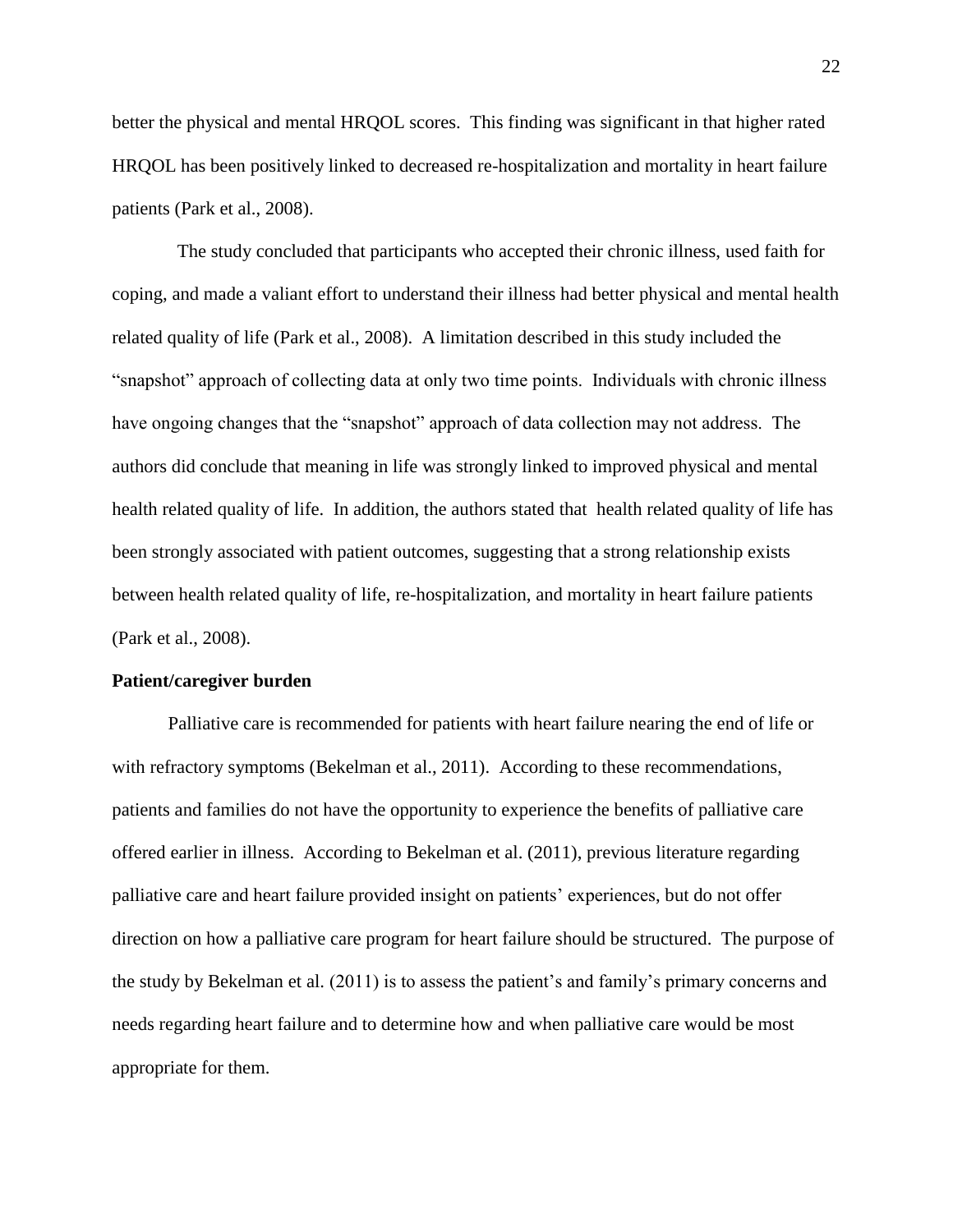better the physical and mental HRQOL scores. This finding was significant in that higher rated HRQOL has been positively linked to decreased re-hospitalization and mortality in heart failure patients (Park et al., 2008).

The study concluded that participants who accepted their chronic illness, used faith for coping, and made a valiant effort to understand their illness had better physical and mental health related quality of life (Park et al., 2008). A limitation described in this study included the "snapshot" approach of collecting data at only two time points. Individuals with chronic illness have ongoing changes that the "snapshot" approach of data collection may not address. The authors did conclude that meaning in life was strongly linked to improved physical and mental health related quality of life. In addition, the authors stated that health related quality of life has been strongly associated with patient outcomes, suggesting that a strong relationship exists between health related quality of life, re-hospitalization, and mortality in heart failure patients (Park et al., 2008).

**Patient/caregiver burden**

Palliative care is recommended for patients with heart failure nearing the end of life or with refractory symptoms (Bekelman et al., 2011). According to these recommendations, patients and families do not have the opportunity to experience the benefits of palliative care offered earlier in illness. According to Bekelman et al. (2011), previous literature regarding palliative care and heart failure provided insight on patients' experiences, but do not offer direction on how a palliative care program for heart failure should be structured. The purpose of the study by Bekelman et al. (2011) is to assess the patient's and family's primary concerns and needs regarding heart failure and to determine how and when palliative care would be most appropriate for them.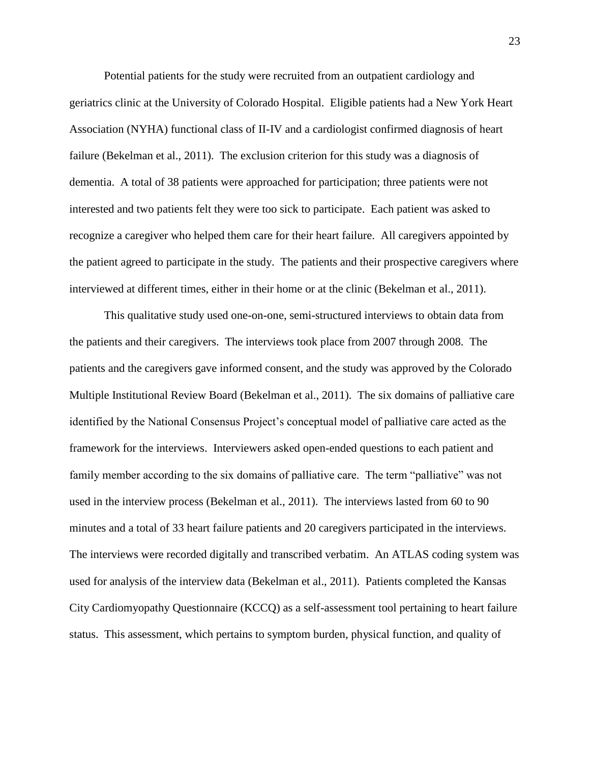Potential patients for the study were recruited from an outpatient cardiology and geriatrics clinic at the University of Colorado Hospital. Eligible patients had a New York Heart Association (NYHA) functional class of II-IV and a cardiologist confirmed diagnosis of heart failure (Bekelman et al., 2011). The exclusion criterion for this study was a diagnosis of dementia. A total of 38 patients were approached for participation; three patients were not interested and two patients felt they were too sick to participate. Each patient was asked to recognize a caregiver who helped them care for their heart failure. All caregivers appointed by the patient agreed to participate in the study. The patients and their prospective caregivers where interviewed at different times, either in their home or at the clinic (Bekelman et al., 2011).

This qualitative study used one-on-one, semi-structured interviews to obtain data from the patients and their caregivers. The interviews took place from 2007 through 2008. The patients and the caregivers gave informed consent, and the study was approved by the Colorado Multiple Institutional Review Board (Bekelman et al., 2011). The six domains of palliative care identified by the National Consensus Project's conceptual model of palliative care acted as the framework for the interviews. Interviewers asked open-ended questions to each patient and family member according to the six domains of palliative care. The term "palliative" was not used in the interview process (Bekelman et al., 2011). The interviews lasted from 60 to 90 minutes and a total of 33 heart failure patients and 20 caregivers participated in the interviews. The interviews were recorded digitally and transcribed verbatim. An ATLAS coding system was used for analysis of the interview data (Bekelman et al., 2011). Patients completed the Kansas City Cardiomyopathy Questionnaire (KCCQ) as a self-assessment tool pertaining to heart failure status. This assessment, which pertains to symptom burden, physical function, and quality of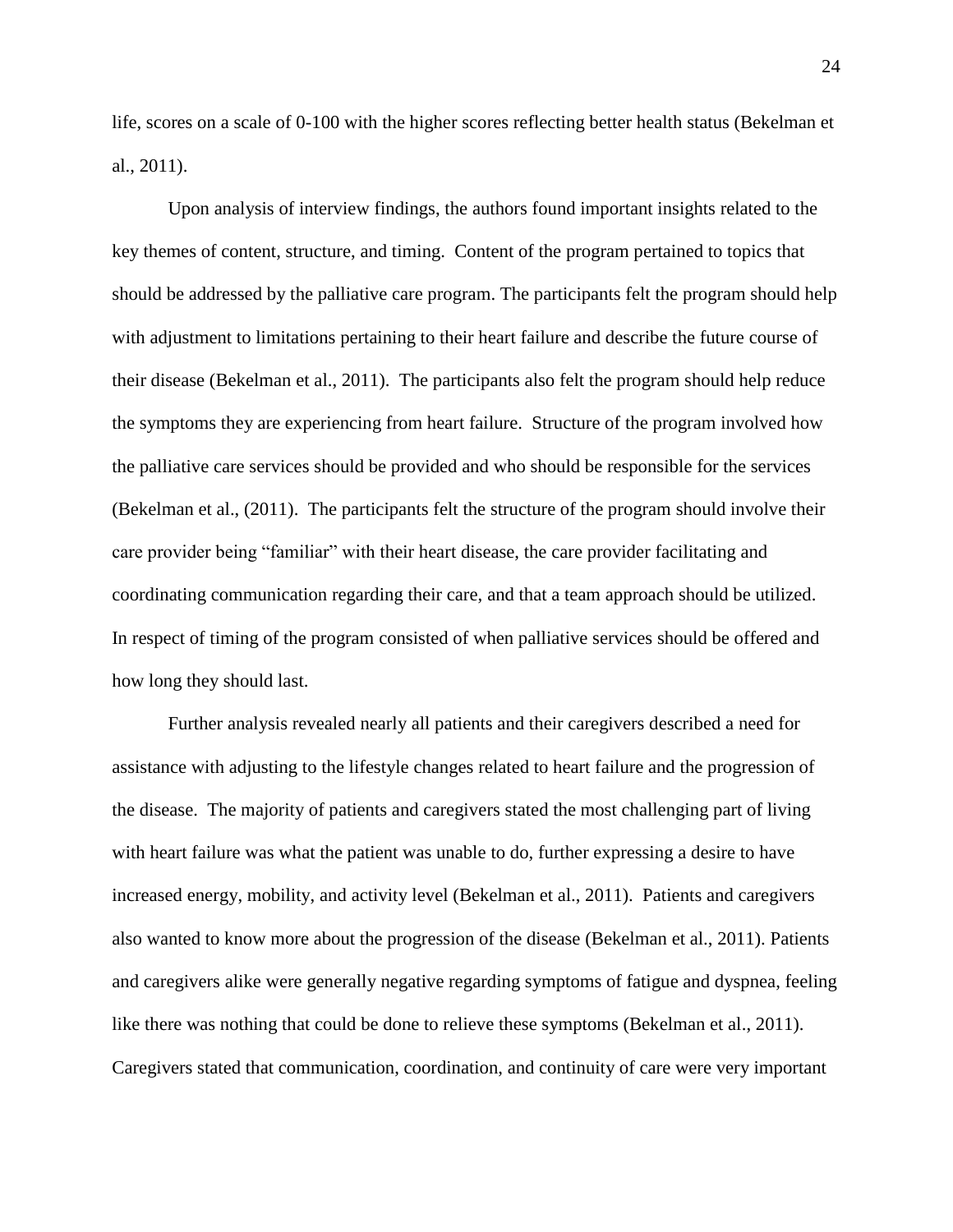life, scores on a scale of 0-100 with the higher scores reflecting better health status (Bekelman et al., 2011).

Upon analysis of interview findings, the authors found important insights related to the key themes of content, structure, and timing. Content of the program pertained to topics that should be addressed by the palliative care program. The participants felt the program should help with adjustment to limitations pertaining to their heart failure and describe the future course of their disease (Bekelman et al., 2011). The participants also felt the program should help reduce the symptoms they are experiencing from heart failure. Structure of the program involved how the palliative care services should be provided and who should be responsible for the services (Bekelman et al., (2011). The participants felt the structure of the program should involve their care provider being "familiar" with their heart disease, the care provider facilitating and coordinating communication regarding their care, and that a team approach should be utilized. In respect of timing of the program consisted of when palliative services should be offered and how long they should last.

Further analysis revealed nearly all patients and their caregivers described a need for assistance with adjusting to the lifestyle changes related to heart failure and the progression of the disease. The majority of patients and caregivers stated the most challenging part of living with heart failure was what the patient was unable to do, further expressing a desire to have increased energy, mobility, and activity level (Bekelman et al., 2011). Patients and caregivers also wanted to know more about the progression of the disease (Bekelman et al., 2011). Patients and caregivers alike were generally negative regarding symptoms of fatigue and dyspnea, feeling like there was nothing that could be done to relieve these symptoms (Bekelman et al., 2011). Caregivers stated that communication, coordination, and continuity of care were very important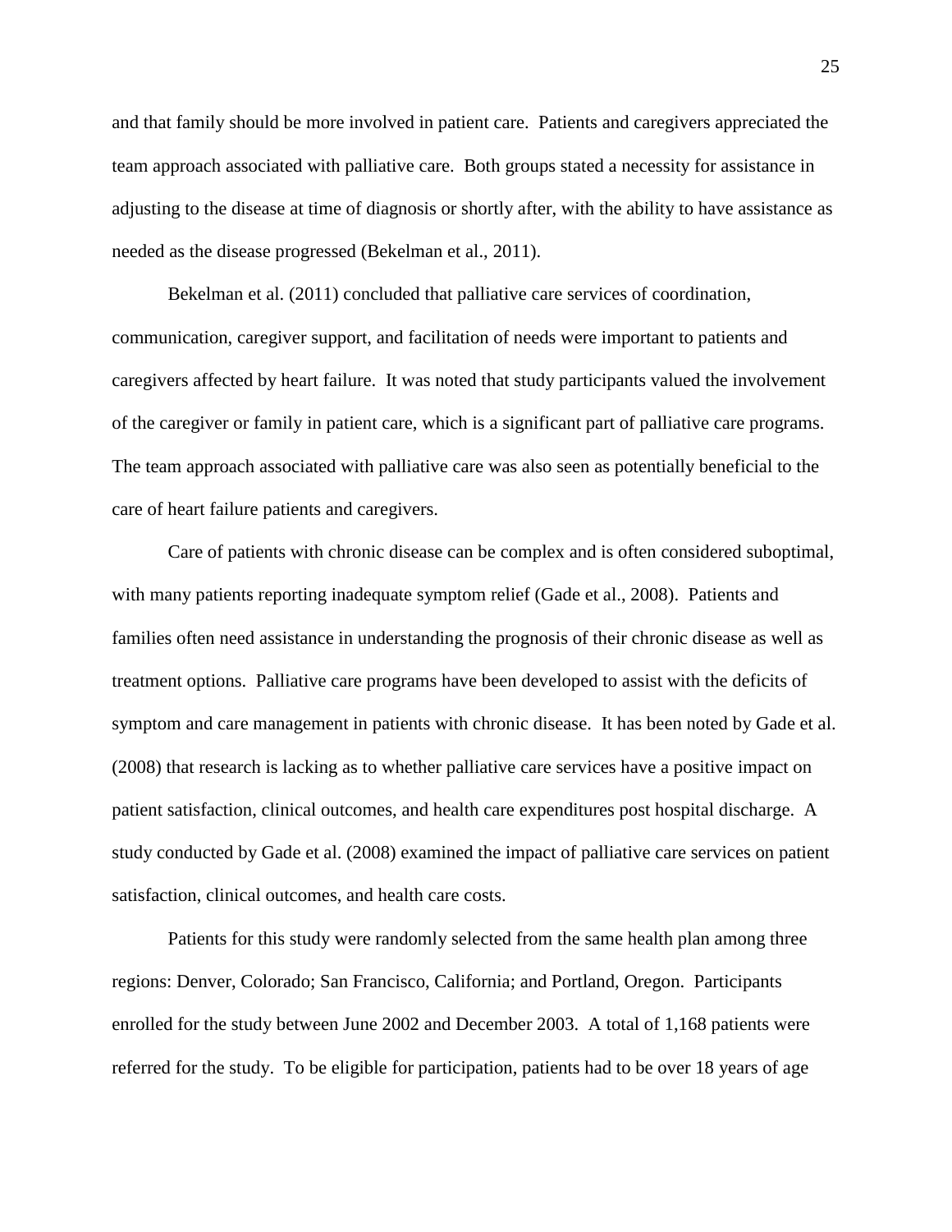and that family should be more involved in patient care. Patients and caregivers appreciated the team approach associated with palliative care. Both groups stated a necessity for assistance in adjusting to the disease at time of diagnosis or shortly after, with the ability to have assistance as needed as the disease progressed (Bekelman et al., 2011).

Bekelman et al. (2011) concluded that palliative care services of coordination, communication, caregiver support, and facilitation of needs were important to patients and caregivers affected by heart failure. It was noted that study participants valued the involvement of the caregiver or family in patient care, which is a significant part of palliative care programs. The team approach associated with palliative care was also seen as potentially beneficial to the care of heart failure patients and caregivers.

Care of patients with chronic disease can be complex and is often considered suboptimal, with many patients reporting inadequate symptom relief (Gade et al., 2008). Patients and families often need assistance in understanding the prognosis of their chronic disease as well as treatment options. Palliative care programs have been developed to assist with the deficits of symptom and care management in patients with chronic disease. It has been noted by Gade et al. (2008) that research is lacking as to whether palliative care services have a positive impact on patient satisfaction, clinical outcomes, and health care expenditures post hospital discharge. A study conducted by Gade et al. (2008) examined the impact of palliative care services on patient satisfaction, clinical outcomes, and health care costs.

Patients for this study were randomly selected from the same health plan among three regions: Denver, Colorado; San Francisco, California; and Portland, Oregon. Participants enrolled for the study between June 2002 and December 2003. A total of 1,168 patients were referred for the study. To be eligible for participation, patients had to be over 18 years of age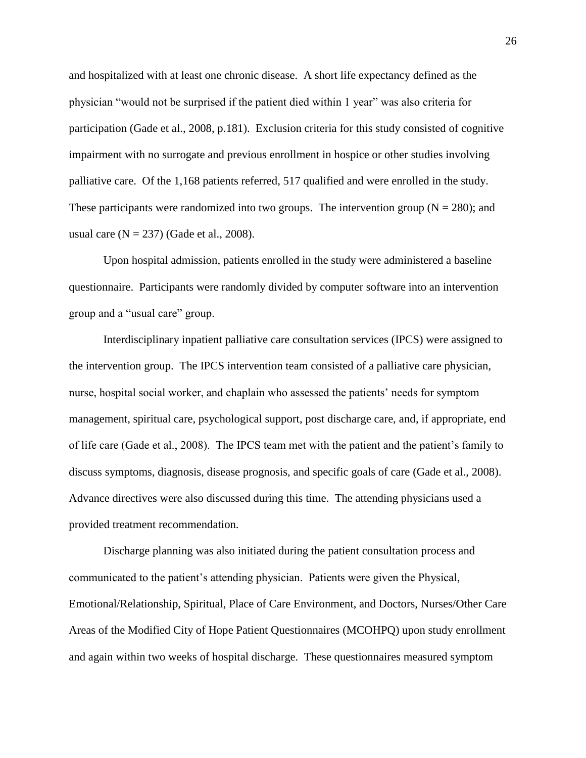and hospitalized with at least one chronic disease. A short life expectancy defined as the physician "would not be surprised if the patient died within 1 year" was also criteria for participation (Gade et al., 2008, p.181). Exclusion criteria for this study consisted of cognitive impairment with no surrogate and previous enrollment in hospice or other studies involving palliative care. Of the 1,168 patients referred, 517 qualified and were enrolled in the study. These participants were randomized into two groups. The intervention group (N = 280); and usual care (N = 237) (Gade et al., 2008).

Upon hospital admission, patients enrolled in the study were administered a baseline questionnaire. Participants were randomly divided by computer software into an intervention group and a "usual care" group.

Interdisciplinary inpatient palliative care consultation services (IPCS) were assigned to the intervention group. The IPCS intervention team consisted of a palliative care physician, nurse, hospital social worker, and chaplain who assessed the patients' needs for symptom management, spiritual care, psychological support, post discharge care, and, if appropriate, end of life care (Gade et al., 2008). The IPCS team met with the patient and the patient's family to discuss symptoms, diagnosis, disease prognosis, and specific goals of care (Gade et al., 2008). Advance directives were also discussed during this time. The attending physicians used a provided treatment recommendation.

Discharge planning was also initiated during the patient consultation process and communicated to the patient's attending physician. Patients were given the Physical, Emotional/Relationship, Spiritual, Place of Care Environment, and Doctors, Nurses/Other Care Areas of the Modified City of Hope Patient Questionnaires (MCOHPQ) upon study enrollment and again within two weeks of hospital discharge. These questionnaires measured symptom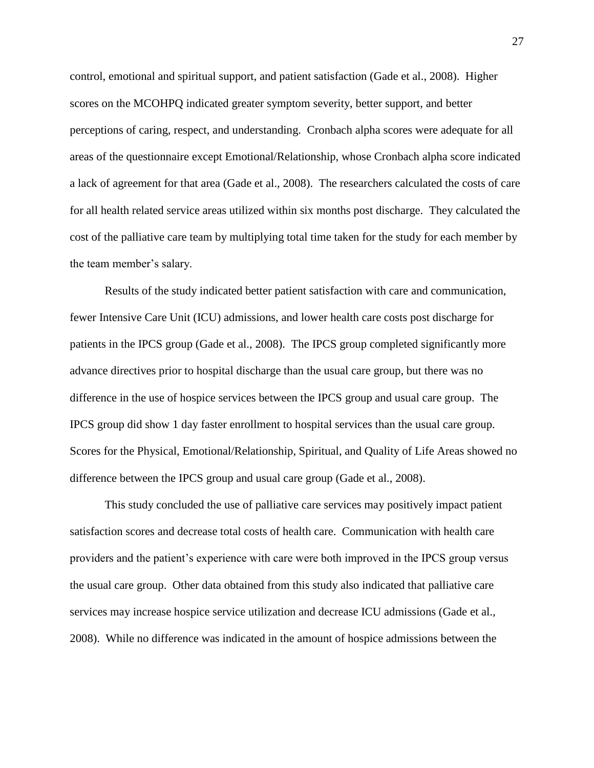control, emotional and spiritual support, and patient satisfaction (Gade et al., 2008). Higher scores on the MCOHPQ indicated greater symptom severity, better support, and better perceptions of caring, respect, and understanding. Cronbach alpha scores were adequate for all areas of the questionnaire except Emotional/Relationship, whose Cronbach alpha score indicated a lack of agreement for that area (Gade et al., 2008). The researchers calculated the costs of care for all health related service areas utilized within six months post discharge. They calculated the cost of the palliative care team by multiplying total time taken for the study for each member by the team member's salary.

Results of the study indicated better patient satisfaction with care and communication, fewer Intensive Care Unit (ICU) admissions, and lower health care costs post discharge for patients in the IPCS group (Gade et al., 2008). The IPCS group completed significantly more advance directives prior to hospital discharge than the usual care group, but there was no difference in the use of hospice services between the IPCS group and usual care group. The IPCS group did show 1 day faster enrollment to hospital services than the usual care group. Scores for the Physical, Emotional/Relationship, Spiritual, and Quality of Life Areas showed no difference between the IPCS group and usual care group (Gade et al., 2008).

This study concluded the use of palliative care services may positively impact patient satisfaction scores and decrease total costs of health care. Communication with health care providers and the patient's experience with care were both improved in the IPCS group versus the usual care group. Other data obtained from this study also indicated that palliative care services may increase hospice service utilization and decrease ICU admissions (Gade et al., 2008). While no difference was indicated in the amount of hospice admissions between the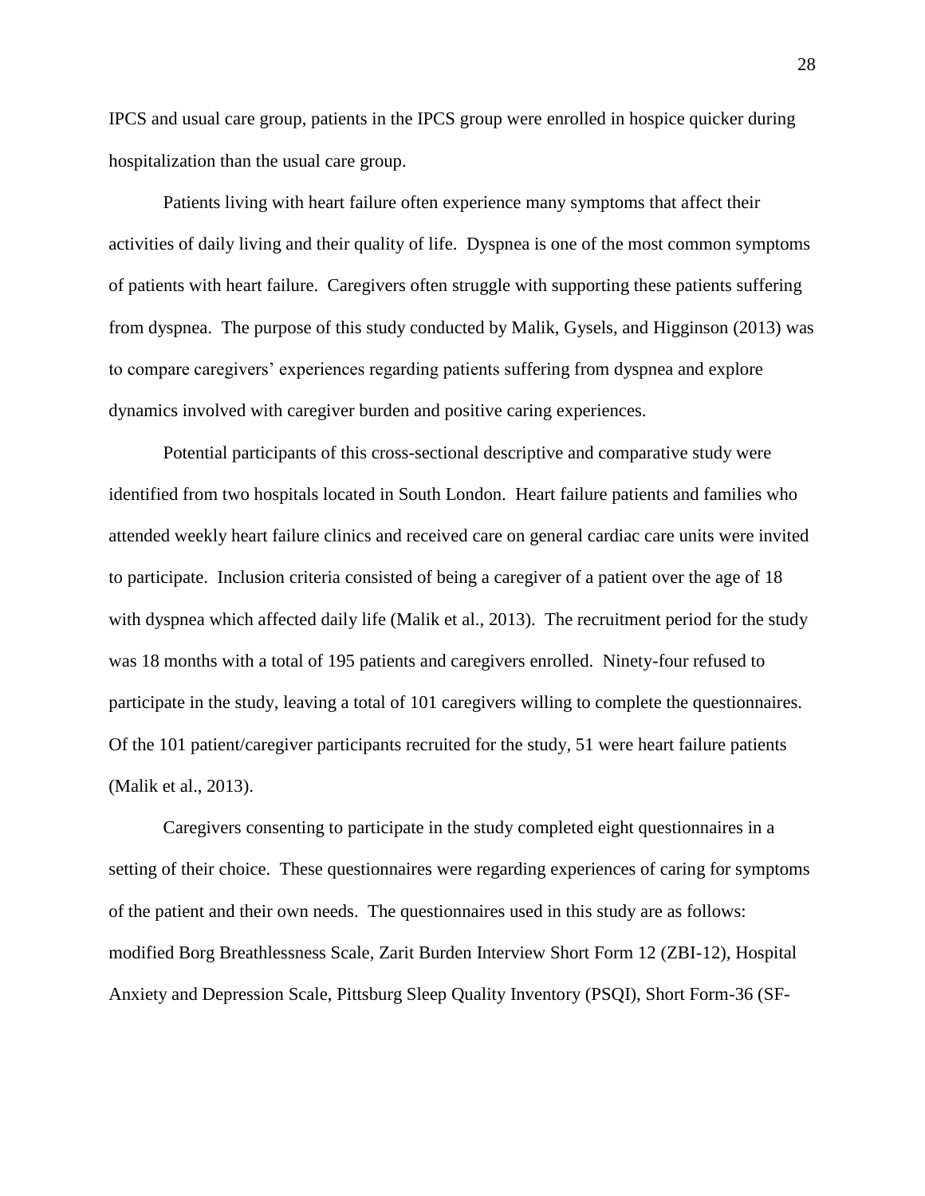IPCS and usual care group, patients in the IPCS group were enrolled in hospice quicker during hospitalization than the usual care group.

Patients living with heart failure often experience many symptoms that affect their activities of daily living and their quality of life. Dyspnea is one of the most common symptoms of patients with heart failure. Caregivers often struggle with supporting these patients suffering from dyspnea. The purpose of this study conducted by Malik, Gysels, and Higginson (2013) was to compare caregivers' experiences regarding patients suffering from dyspnea and explore dynamics involved with caregiver burden and positive caring experiences.

Potential participants of this cross-sectional descriptive and comparative study were identified from two hospitals located in South London. Heart failure patients and families who attended weekly heart failure clinics and received care on general cardiac care units were invited to participate. Inclusion criteria consisted of being a caregiver of a patient over the age of 18 with dyspnea which affected daily life (Malik et al., 2013). The recruitment period for the study was 18 months with a total of 195 patients and caregivers enrolled. Ninety-four refused to participate in the study, leaving a total of 101 caregivers willing to complete the questionnaires. Of the 101 patient/caregiver participants recruited for the study, 51 were heart failure patients (Malik et al., 2013).

Caregivers consenting to participate in the study completed eight questionnaires in a setting of their choice. These questionnaires were regarding experiences of caring for symptoms of the patient and their own needs. The questionnaires used in this study are as follows: modified Borg Breathlessness Scale, Zarit Burden Interview Short Form 12 (ZBI-12), Hospital Anxiety and Depression Scale, Pittsburg Sleep Quality Inventory (PSQI), Short Form-36 (SF-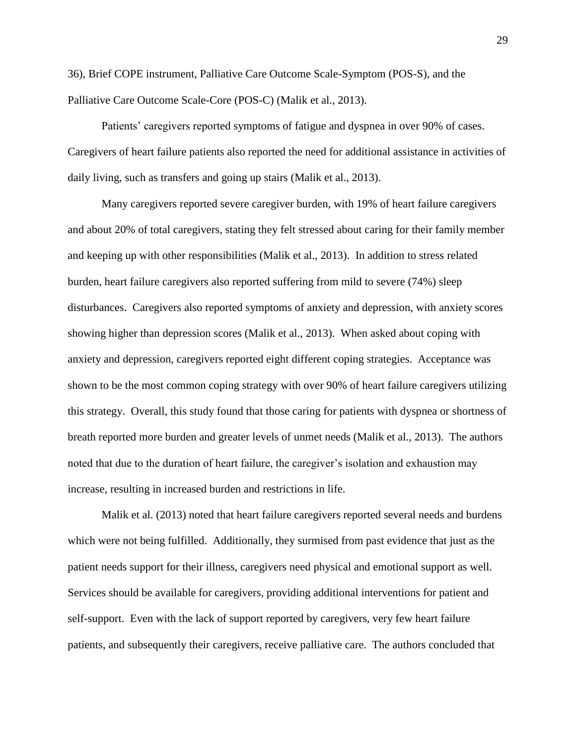36), Brief COPE instrument, Palliative Care Outcome Scale-Symptom (POS-S), and the Palliative Care Outcome Scale-Core (POS-C) (Malik et al., 2013).

Patients' caregivers reported symptoms of fatigue and dyspnea in over 90% of cases. Caregivers of heart failure patients also reported the need for additional assistance in activities of daily living, such as transfers and going up stairs (Malik et al., 2013).

Many caregivers reported severe caregiver burden, with 19% of heart failure caregivers and about 20% of total caregivers, stating they felt stressed about caring for their family member and keeping up with other responsibilities (Malik et al., 2013). In addition to stress related burden, heart failure caregivers also reported suffering from mild to severe (74%) sleep disturbances. Caregivers also reported symptoms of anxiety and depression, with anxiety scores showing higher than depression scores (Malik et al., 2013). When asked about coping with anxiety and depression, caregivers reported eight different coping strategies. Acceptance was shown to be the most common coping strategy with over 90% of heart failure caregivers utilizing this strategy. Overall, this study found that those caring for patients with dyspnea or shortness of breath reported more burden and greater levels of unmet needs (Malik et al., 2013). The authors noted that due to the duration of heart failure, the caregiver's isolation and exhaustion may increase, resulting in increased burden and restrictions in life.

Malik et al. (2013) noted that heart failure caregivers reported several needs and burdens which were not being fulfilled. Additionally, they surmised from past evidence that just as the patient needs support for their illness, caregivers need physical and emotional support as well. Services should be available for caregivers, providing additional interventions for patient and self-support. Even with the lack of support reported by caregivers, very few heart failure patients, and subsequently their caregivers, receive palliative care. The authors concluded that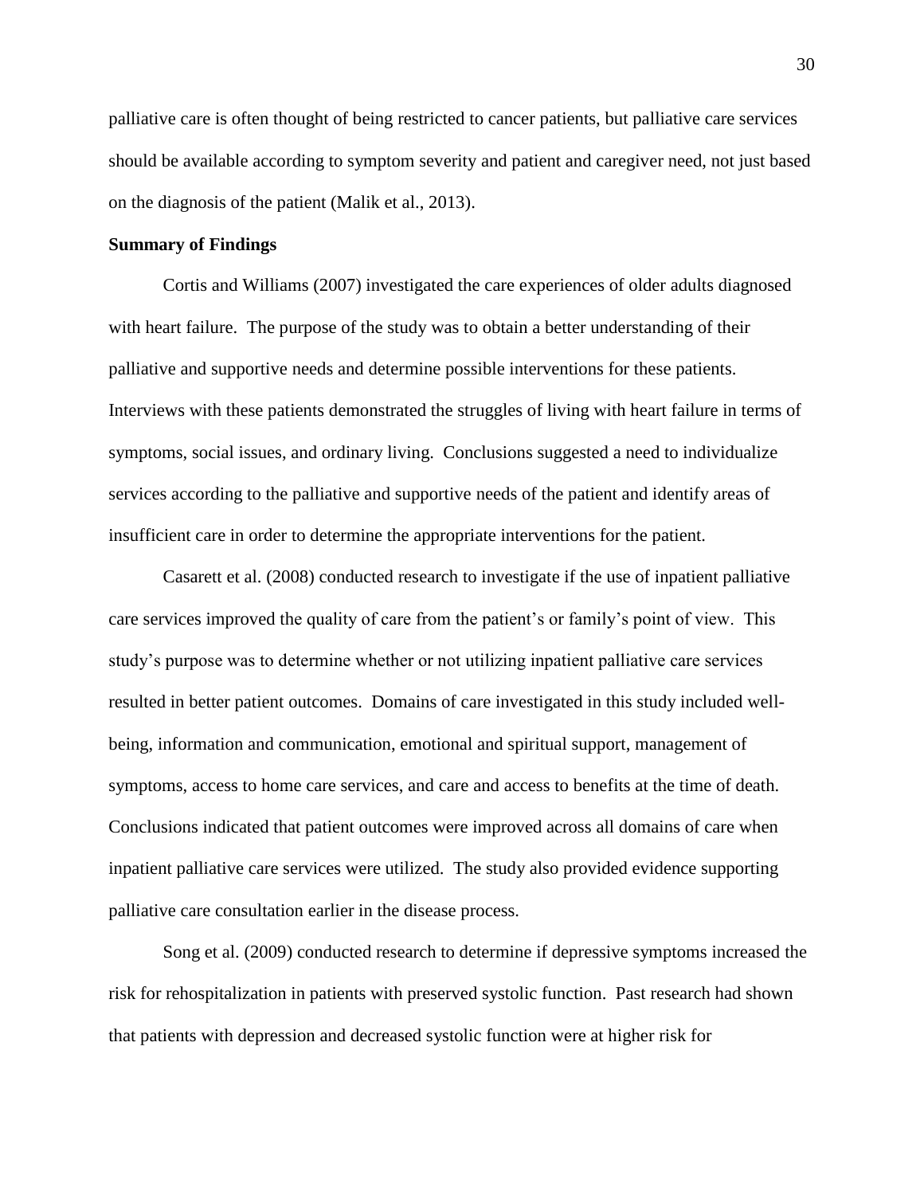palliative care is often thought of being restricted to cancer patients, but palliative care services should be available according to symptom severity and patient and caregiver need, not just based on the diagnosis of the patient (Malik et al., 2013).

**Summary of Findings**

Cortis and Williams (2007) investigated the care experiences of older adults diagnosed with heart failure. The purpose of the study was to obtain a better understanding of their palliative and supportive needs and determine possible interventions for these patients. Interviews with these patients demonstrated the struggles of living with heart failure in terms of symptoms, social issues, and ordinary living. Conclusions suggested a need to individualize services according to the palliative and supportive needs of the patient and identify areas of insufficient care in order to determine the appropriate interventions for the patient.

Casarett et al. (2008) conducted research to investigate if the use of inpatient palliative care services improved the quality of care from the patient's or family's point of view. This study's purpose was to determine whether or not utilizing inpatient palliative care services resulted in better patient outcomes. Domains of care investigated in this study included well-being, information and communication, emotional and spiritual support, management of symptoms, access to home care services, and care and access to benefits at the time of death. Conclusions indicated that patient outcomes were improved across all domains of care when inpatient palliative care services were utilized. The study also provided evidence supporting palliative care consultation earlier in the disease process.

Song et al. (2009) conducted research to determine if depressive symptoms increased the risk for rehospitalization in patients with preserved systolic function. Past research had shown that patients with depression and decreased systolic function were at higher risk for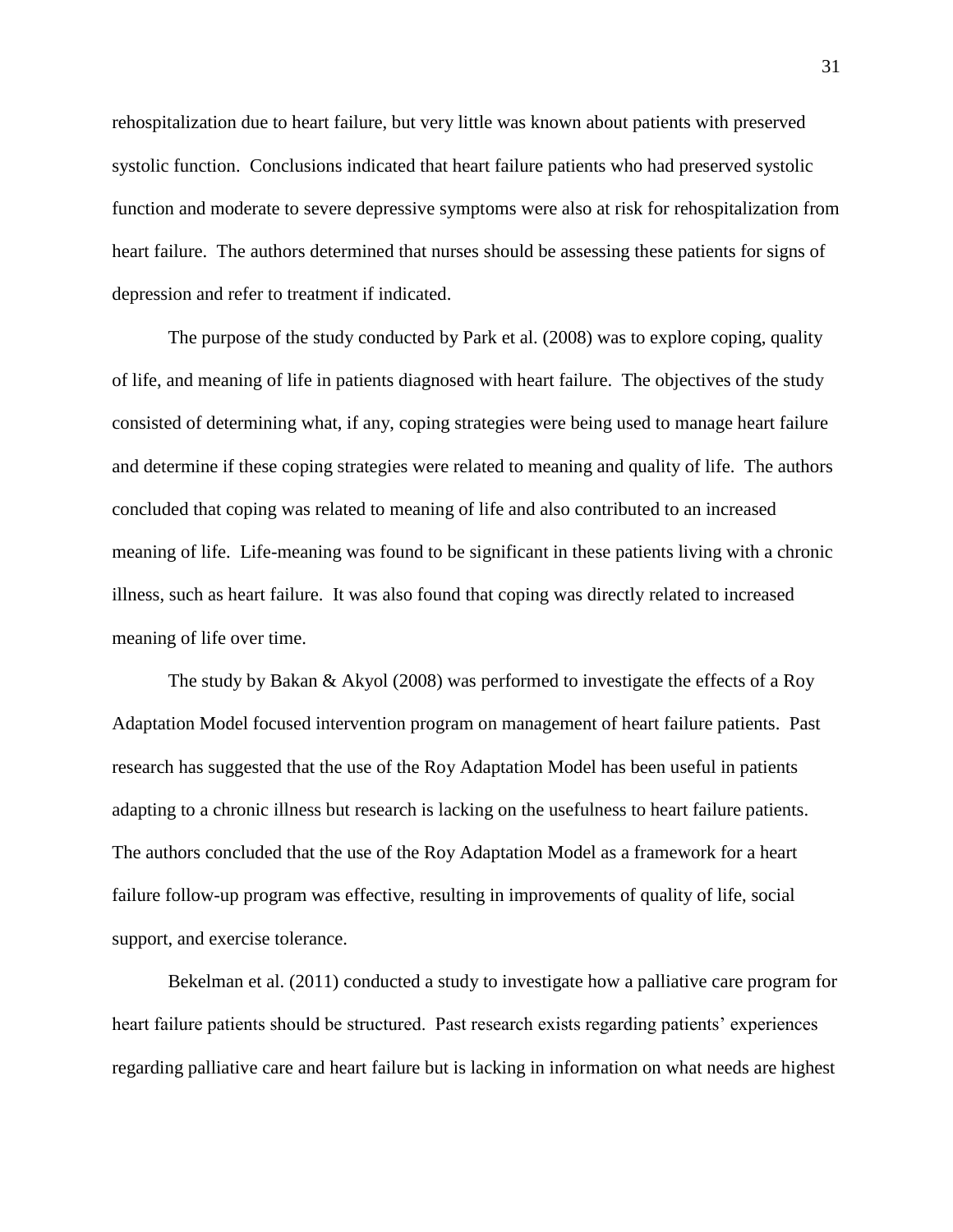rehospitalization due to heart failure, but very little was known about patients with preserved systolic function. Conclusions indicated that heart failure patients who had preserved systolic function and moderate to severe depressive symptoms were also at risk for rehospitalization from heart failure. The authors determined that nurses should be assessing these patients for signs of depression and refer to treatment if indicated.

The purpose of the study conducted by Park et al. (2008) was to explore coping, quality of life, and meaning of life in patients diagnosed with heart failure. The objectives of the study consisted of determining what, if any, coping strategies were being used to manage heart failure and determine if these coping strategies were related to meaning and quality of life. The authors concluded that coping was related to meaning of life and also contributed to an increased meaning of life. Life-meaning was found to be significant in these patients living with a chronic illness, such as heart failure. It was also found that coping was directly related to increased meaning of life over time.

The study by Bakan & Akyol (2008) was performed to investigate the effects of a Roy Adaptation Model focused intervention program on management of heart failure patients. Past research has suggested that the use of the Roy Adaptation Model has been useful in patients adapting to a chronic illness but research is lacking on the usefulness to heart failure patients. The authors concluded that the use of the Roy Adaptation Model as a framework for a heart failure follow-up program was effective, resulting in improvements of quality of life, social support, and exercise tolerance.

Bekelman et al. (2011) conducted a study to investigate how a palliative care program for heart failure patients should be structured. Past research exists regarding patients' experiences regarding palliative care and heart failure but is lacking in information on what needs are highest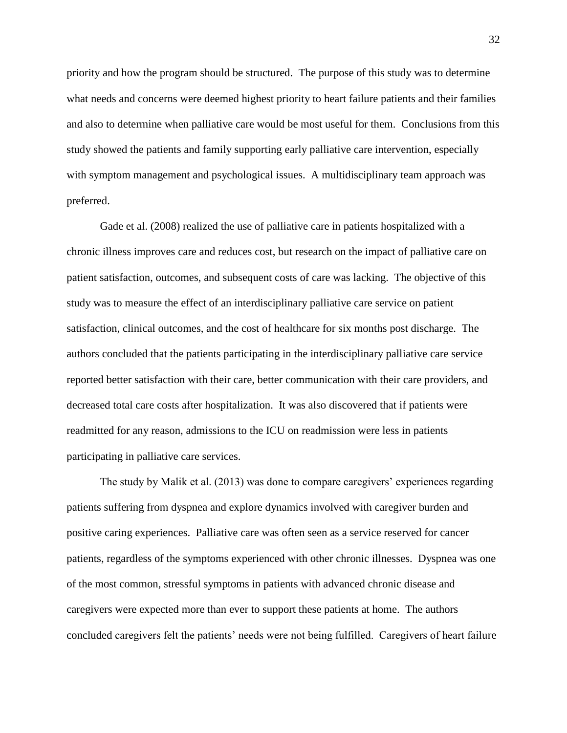priority and how the program should be structured. The purpose of this study was to determine what needs and concerns were deemed highest priority to heart failure patients and their families and also to determine when palliative care would be most useful for them. Conclusions from this study showed the patients and family supporting early palliative care intervention, especially with symptom management and psychological issues. A multidisciplinary team approach was preferred.

Gade et al. (2008) realized the use of palliative care in patients hospitalized with a chronic illness improves care and reduces cost, but research on the impact of palliative care on patient satisfaction, outcomes, and subsequent costs of care was lacking. The objective of this study was to measure the effect of an interdisciplinary palliative care service on patient satisfaction, clinical outcomes, and the cost of healthcare for six months post discharge. The authors concluded that the patients participating in the interdisciplinary palliative care service reported better satisfaction with their care, better communication with their care providers, and decreased total care costs after hospitalization. It was also discovered that if patients were readmitted for any reason, admissions to the ICU on readmission were less in patients participating in palliative care services.

The study by Malik et al. (2013) was done to compare caregivers' experiences regarding patients suffering from dyspnea and explore dynamics involved with caregiver burden and positive caring experiences. Palliative care was often seen as a service reserved for cancer patients, regardless of the symptoms experienced with other chronic illnesses. Dyspnea was one of the most common, stressful symptoms in patients with advanced chronic disease and caregivers were expected more than ever to support these patients at home. The authors concluded caregivers felt the patients' needs were not being fulfilled. Caregivers of heart failure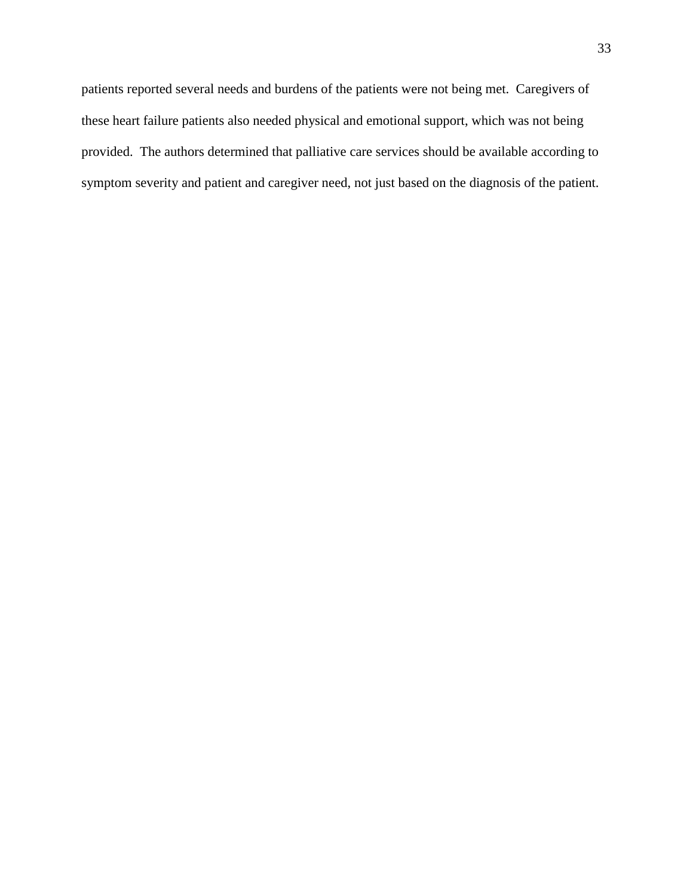patients reported several needs and burdens of the patients were not being met. Caregivers of these heart failure patients also needed physical and emotional support, which was not being provided. The authors determined that palliative care services should be available according to symptom severity and patient and caregiver need, not just based on the diagnosis of the patient.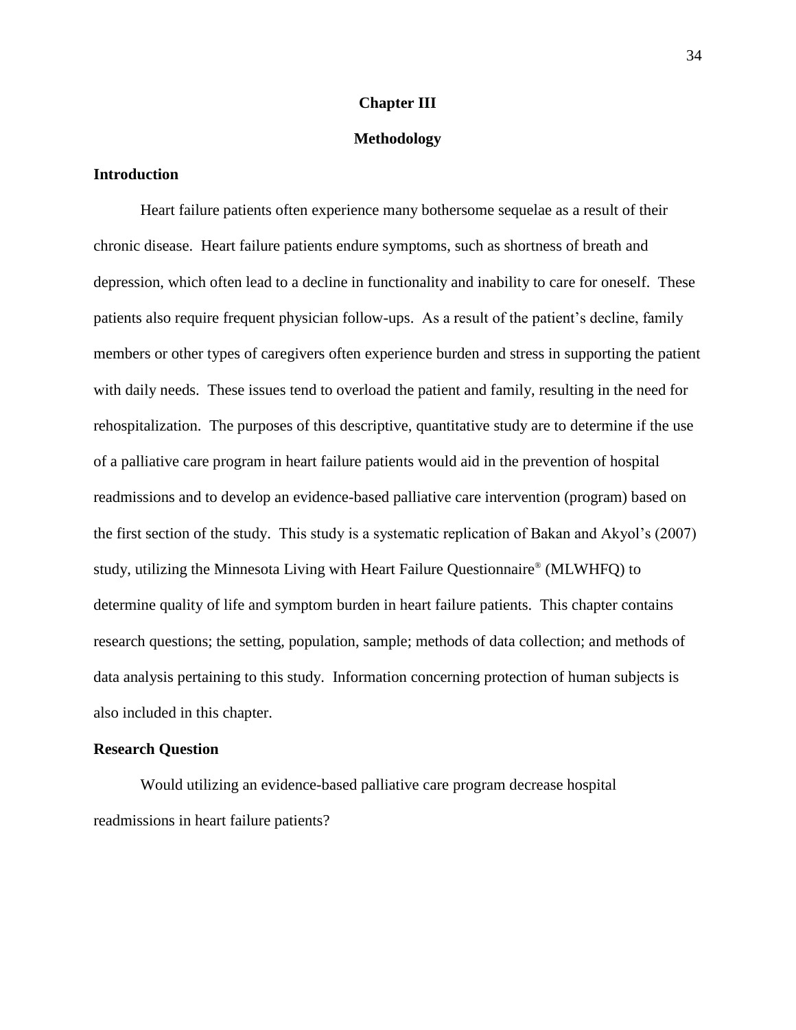# Chapter III

# Methodology

## Introduction

Heart failure patients often experience many bothersome sequelae as a result of their chronic disease. Heart failure patients endure symptoms, such as shortness of breath and depression, which often lead to a decline in functionality and inability to care for oneself. These patients also require frequent physician follow-ups. As a result of the patient's decline, family members or other types of caregivers often experience burden and stress in supporting the patient with daily needs. These issues tend to overload the patient and family, resulting in the need for rehospitalization. The purposes of this descriptive, quantitative study are to determine if the use of a palliative care program in heart failure patients would aid in the prevention of hospital readmissions and to develop an evidence-based palliative care intervention (program) based on the first section of the study. This study is a systematic replication of Bakan and Akyol's (2007) study, utilizing the Minnesota Living with Heart Failure Questionnaire® (MLWHFQ) to determine quality of life and symptom burden in heart failure patients. This chapter contains research questions; the setting, population, sample; methods of data collection; and methods of data analysis pertaining to this study. Information concerning protection of human subjects is also included in this chapter.

## Research Question

Would utilizing an evidence-based palliative care program decrease hospital readmissions in heart failure patients?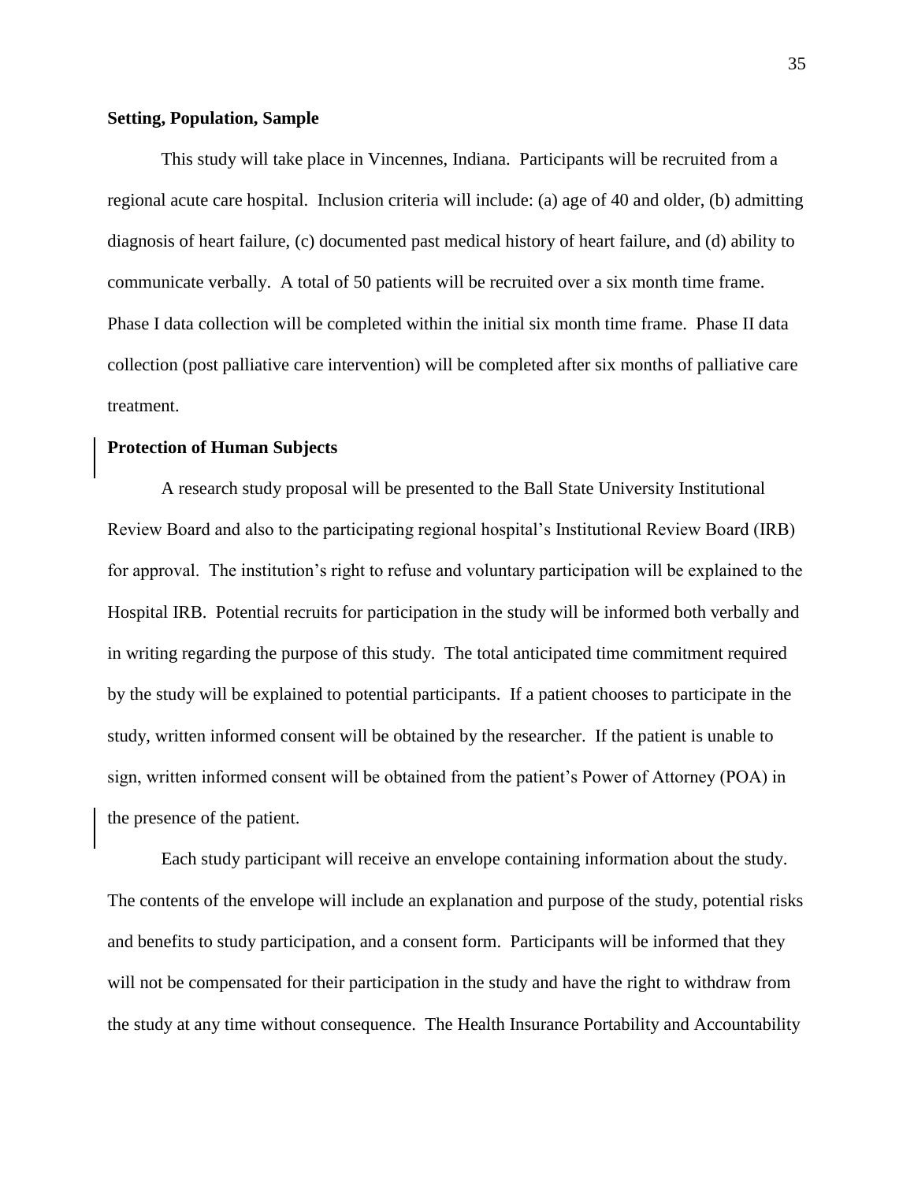**Setting, Population, Sample**

This study will take place in Vincennes, Indiana. Participants will be recruited from a regional acute care hospital. Inclusion criteria will include: (a) age of 40 and older, (b) admitting diagnosis of heart failure, (c) documented past medical history of heart failure, and (d) ability to communicate verbally. A total of 50 patients will be recruited over a six month time frame. Phase I data collection will be completed within the initial six month time frame. Phase II data collection (post palliative care intervention) will be completed after six months of palliative care treatment.

**Protection of Human Subjects**

A research study proposal will be presented to the Ball State University Institutional Review Board and also to the participating regional hospital's Institutional Review Board (IRB) for approval. The institution's right to refuse and voluntary participation will be explained to the Hospital IRB. Potential recruits for participation in the study will be informed both verbally and in writing regarding the purpose of this study. The total anticipated time commitment required by the study will be explained to potential participants. If a patient chooses to participate in the study, written informed consent will be obtained by the researcher. If the patient is unable to sign, written informed consent will be obtained from the patient's Power of Attorney (POA) in the presence of the patient.

Each study participant will receive an envelope containing information about the study. The contents of the envelope will include an explanation and purpose of the study, potential risks and benefits to study participation, and a consent form. Participants will be informed that they will not be compensated for their participation in the study and have the right to withdraw from the study at any time without consequence. The Health Insurance Portability and Accountability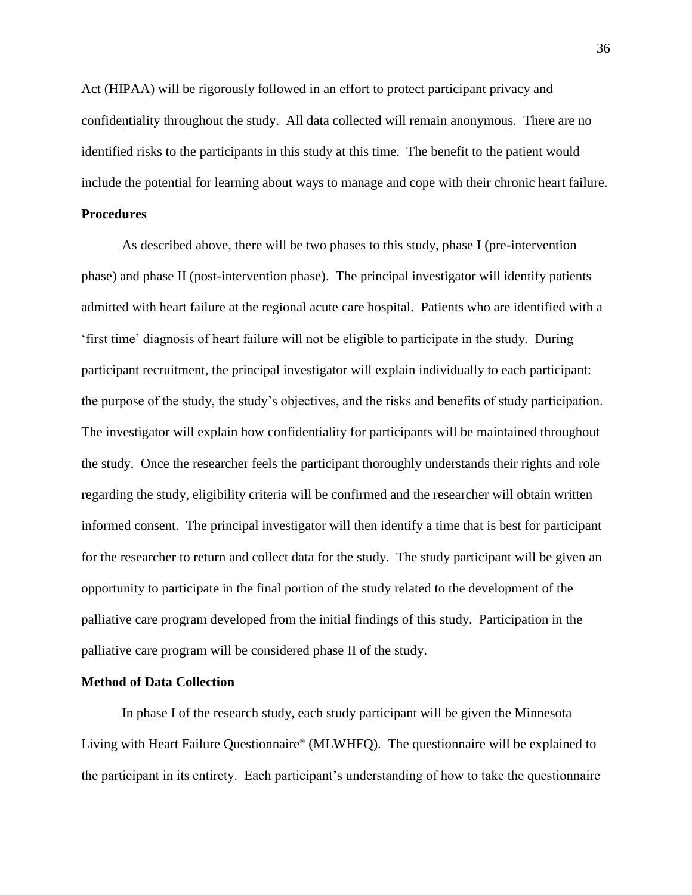Act (HIPAA) will be rigorously followed in an effort to protect participant privacy and confidentiality throughout the study. All data collected will remain anonymous. There are no identified risks to the participants in this study at this time. The benefit to the patient would include the potential for learning about ways to manage and cope with their chronic heart failure.

**Procedures**

As described above, there will be two phases to this study, phase I (pre-intervention phase) and phase II (post-intervention phase). The principal investigator will identify patients admitted with heart failure at the regional acute care hospital. Patients who are identified with a 'first time' diagnosis of heart failure will not be eligible to participate in the study. During participant recruitment, the principal investigator will explain individually to each participant: the purpose of the study, the study's objectives, and the risks and benefits of study participation. The investigator will explain how confidentiality for participants will be maintained throughout the study. Once the researcher feels the participant thoroughly understands their rights and role regarding the study, eligibility criteria will be confirmed and the researcher will obtain written informed consent. The principal investigator will then identify a time that is best for participant for the researcher to return and collect data for the study. The study participant will be given an opportunity to participate in the final portion of the study related to the development of the palliative care program developed from the initial findings of this study. Participation in the palliative care program will be considered phase II of the study.

**Method of Data Collection**

In phase I of the research study, each study participant will be given the Minnesota Living with Heart Failure Questionnaire® (MLWHFQ). The questionnaire will be explained to the participant in its entirety. Each participant's understanding of how to take the questionnaire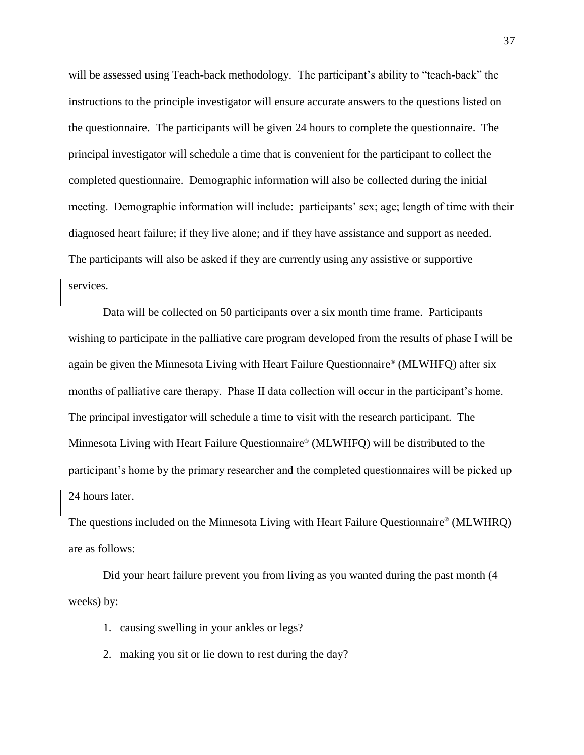will be assessed using Teach-back methodology. The participant's ability to "teach-back" the instructions to the principle investigator will ensure accurate answers to the questions listed on the questionnaire. The participants will be given 24 hours to complete the questionnaire. The principal investigator will schedule a time that is convenient for the participant to collect the completed questionnaire. Demographic information will also be collected during the initial meeting. Demographic information will include: participants' sex; age; length of time with their diagnosed heart failure; if they live alone; and if they have assistance and support as needed. The participants will also be asked if they are currently using any assistive or supportive services.

Data will be collected on 50 participants over a six month time frame. Participants wishing to participate in the palliative care program developed from the results of phase I will be again be given the Minnesota Living with Heart Failure Questionnaire® (MLWHFQ) after six months of palliative care therapy. Phase II data collection will occur in the participant's home. The principal investigator will schedule a time to visit with the research participant. The Minnesota Living with Heart Failure Questionnaire® (MLWHFQ) will be distributed to the participant's home by the primary researcher and the completed questionnaires will be picked up 24 hours later.

The questions included on the Minnesota Living with Heart Failure Questionnaire® (MLWHRQ) are as follows:

Did your heart failure prevent you from living as you wanted during the past month (4 weeks) by:

1. causing swelling in your ankles or legs?
2. making you sit or lie down to rest during the day?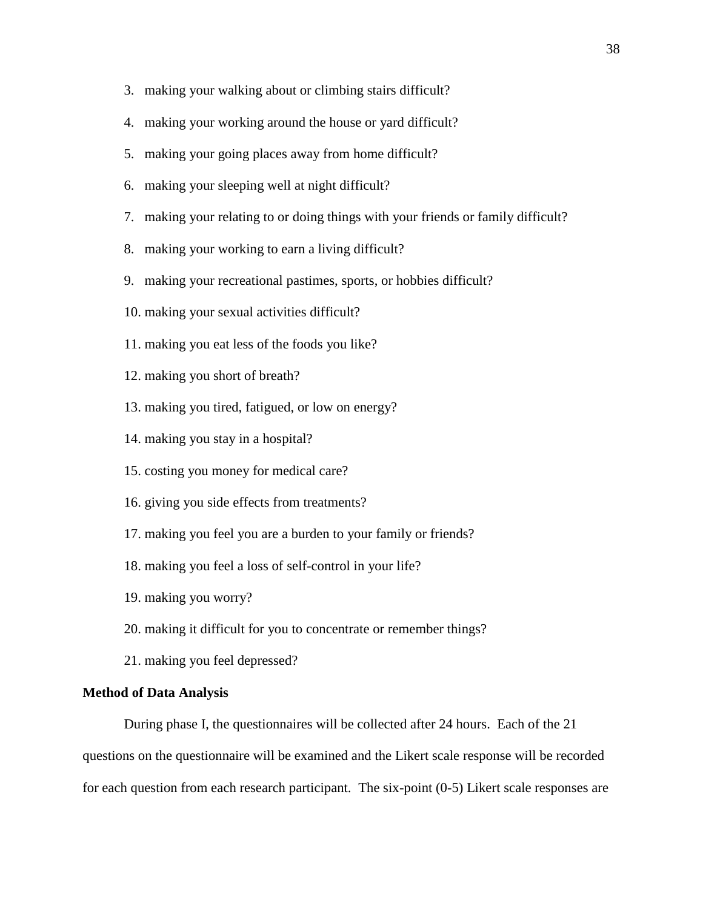3. making your walking about or climbing stairs difficult?
4. making your working around the house or yard difficult?
5. making your going places away from home difficult?
6. making your sleeping well at night difficult?
7. making your relating to or doing things with your friends or family difficult?
8. making your working to earn a living difficult?
9. making your recreational pastimes, sports, or hobbies difficult?
10. making your sexual activities difficult?
11. making you eat less of the foods you like?
12. making you short of breath?
13. making you tired, fatigued, or low on energy?
14. making you stay in a hospital?
15. costing you money for medical care?
16. giving you side effects from treatments?
17. making you feel you are a burden to your family or friends?
18. making you feel a loss of self-control in your life?
19. making you worry?
20. making it difficult for you to concentrate or remember things?
21. making you feel depressed?

**Method of Data Analysis**

During phase I, the questionnaires will be collected after 24 hours. Each of the 21 questions on the questionnaire will be examined and the Likert scale response will be recorded for each question from each research participant. The six-point (0-5) Likert scale responses are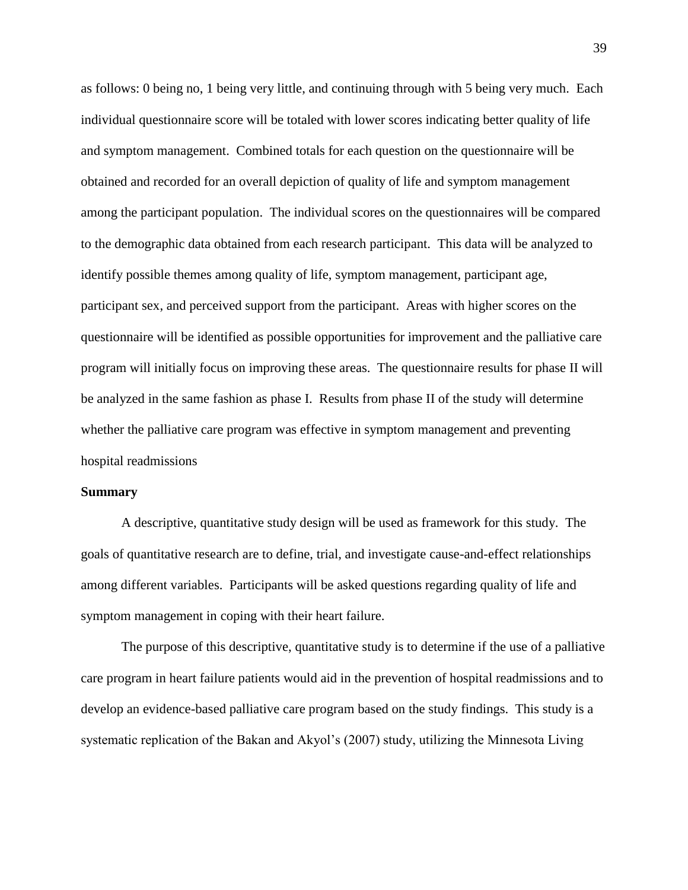as follows: 0 being no, 1 being very little, and continuing through with 5 being very much. Each individual questionnaire score will be totaled with lower scores indicating better quality of life and symptom management. Combined totals for each question on the questionnaire will be obtained and recorded for an overall depiction of quality of life and symptom management among the participant population. The individual scores on the questionnaires will be compared to the demographic data obtained from each research participant. This data will be analyzed to identify possible themes among quality of life, symptom management, participant age, participant sex, and perceived support from the participant. Areas with higher scores on the questionnaire will be identified as possible opportunities for improvement and the palliative care program will initially focus on improving these areas. The questionnaire results for phase II will be analyzed in the same fashion as phase I. Results from phase II of the study will determine whether the palliative care program was effective in symptom management and preventing hospital readmissions

**Summary**

A descriptive, quantitative study design will be used as framework for this study. The goals of quantitative research are to define, trial, and investigate cause-and-effect relationships among different variables. Participants will be asked questions regarding quality of life and symptom management in coping with their heart failure.

The purpose of this descriptive, quantitative study is to determine if the use of a palliative care program in heart failure patients would aid in the prevention of hospital readmissions and to develop an evidence-based palliative care program based on the study findings. This study is a systematic replication of the Bakan and Akyol's (2007) study, utilizing the Minnesota Living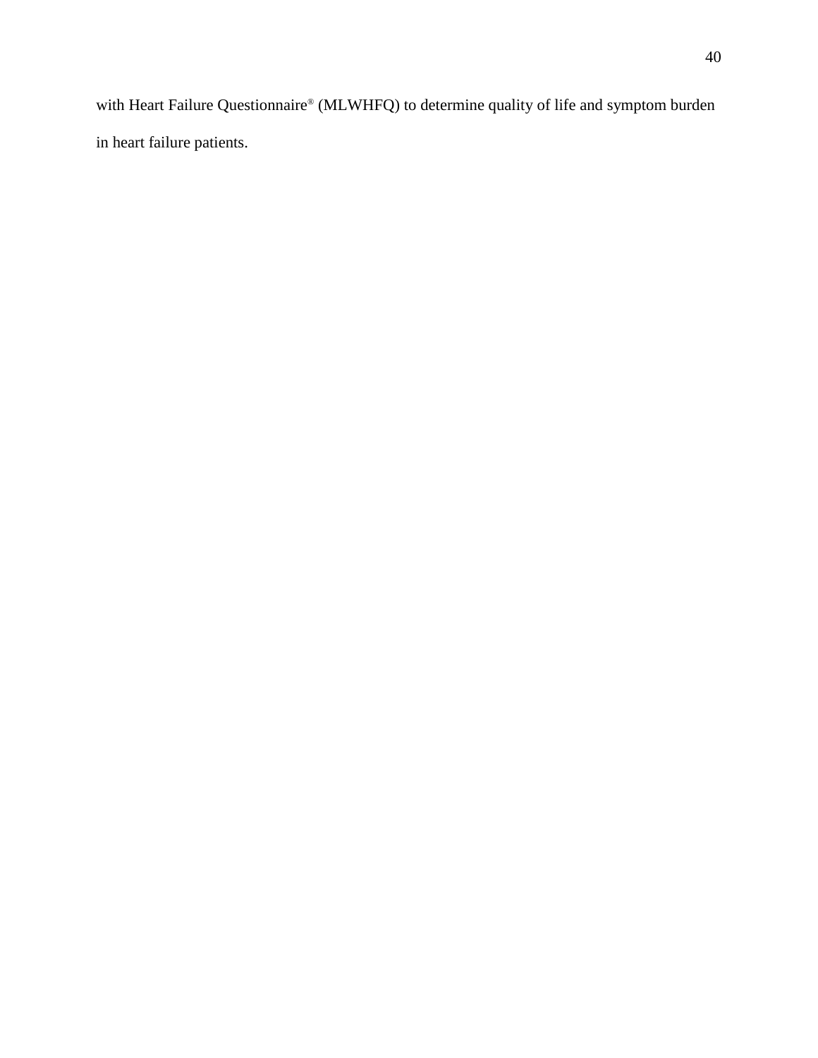with Heart Failure Questionnaire® (MLWHFQ) to determine quality of life and symptom burden in heart failure patients.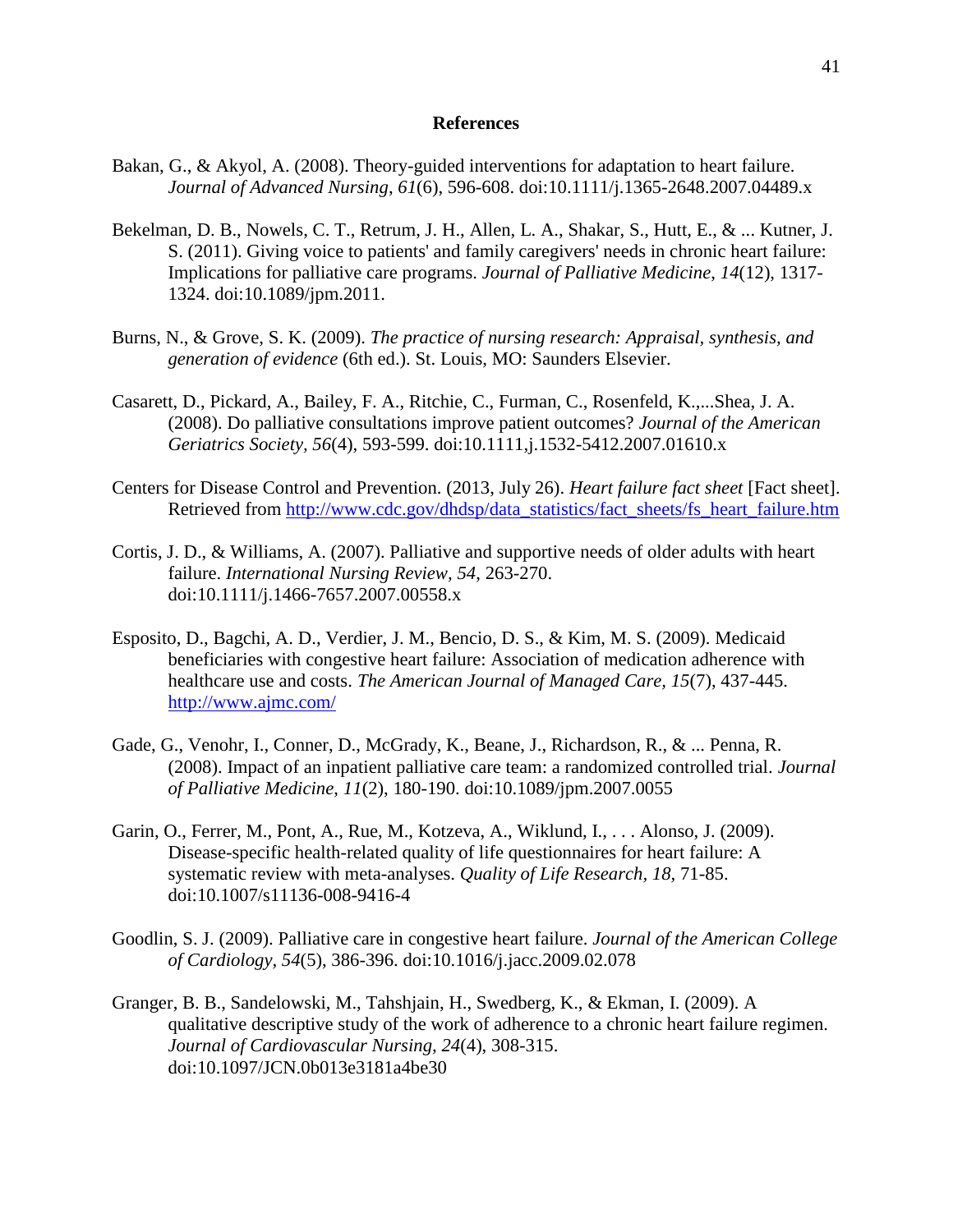# References

Bakan, G., & Akyol, A. (2008). Theory-guided interventions for adaptation to heart failure. *Journal of Advanced Nursing*, *61*(6), 596-608. doi:10.1111/j.1365-2648.2007.04489.x

Bekelman, D. B., Nowels, C. T., Retrum, J. H., Allen, L. A., Shakar, S., Hutt, E., & ... Kutner, J. S. (2011). Giving voice to patients' and family caregivers' needs in chronic heart failure: Implications for palliative care programs. *Journal of Palliative Medicine*, *14*(12), 1317-1324. doi:10.1089/jpm.2011.

Burns, N., & Grove, S. K. (2009). *The practice of nursing research: Appraisal, synthesis, and generation of evidence* (6th ed.). St. Louis, MO: Saunders Elsevier.

Casarett, D., Pickard, A., Bailey, F. A., Ritchie, C., Furman, C., Rosenfeld, K.,...Shea, J. A. (2008). Do palliative consultations improve patient outcomes? *Journal of the American Geriatrics Society, 56*(4), 593-599. doi:10.1111,j.1532-5412.2007.01610.x

Centers for Disease Control and Prevention. (2013, July 26). *Heart failure fact sheet* [Fact sheet]. Retrieved from http://www.cdc.gov/dhdsp/data_statistics/fact_sheets/fs_heart_failure.htm

Cortis, J. D., & Williams, A. (2007). Palliative and supportive needs of older adults with heart failure. *International Nursing Review, 54*, 263-270. doi:10.1111/j.1466-7657.2007.00558.x

Esposito, D., Bagchi, A. D., Verdier, J. M., Bencio, D. S., & Kim, M. S. (2009). Medicaid beneficiaries with congestive heart failure: Association of medication adherence with healthcare use and costs. *The American Journal of Managed Care, 15*(7), 437-445. http://www.ajmc.com/

Gade, G., Venohr, I., Conner, D., McGrady, K., Beane, J., Richardson, R., & ... Penna, R. (2008). Impact of an inpatient palliative care team: a randomized controlled trial. *Journal of Palliative Medicine*, *11*(2), 180-190. doi:10.1089/jpm.2007.0055

Garin, O., Ferrer, M., Pont, A., Rue, M., Kotzeva, A., Wiklund, I., . . . Alonso, J. (2009). Disease-specific health-related quality of life questionnaires for heart failure: A systematic review with meta-analyses. *Quality of Life Research, 18*, 71-85. doi:10.1007/s11136-008-9416-4

Goodlin, S. J. (2009). Palliative care in congestive heart failure. *Journal of the American College of Cardiology*, *54*(5), 386-396. doi:10.1016/j.jacc.2009.02.078

Granger, B. B., Sandelowski, M., Tahshjain, H., Swedberg, K., & Ekman, I. (2009). A qualitative descriptive study of the work of adherence to a chronic heart failure regimen. *Journal of Cardiovascular Nursing, 24*(4), 308-315. doi:10.1097/JCN.0b013e3181a4be30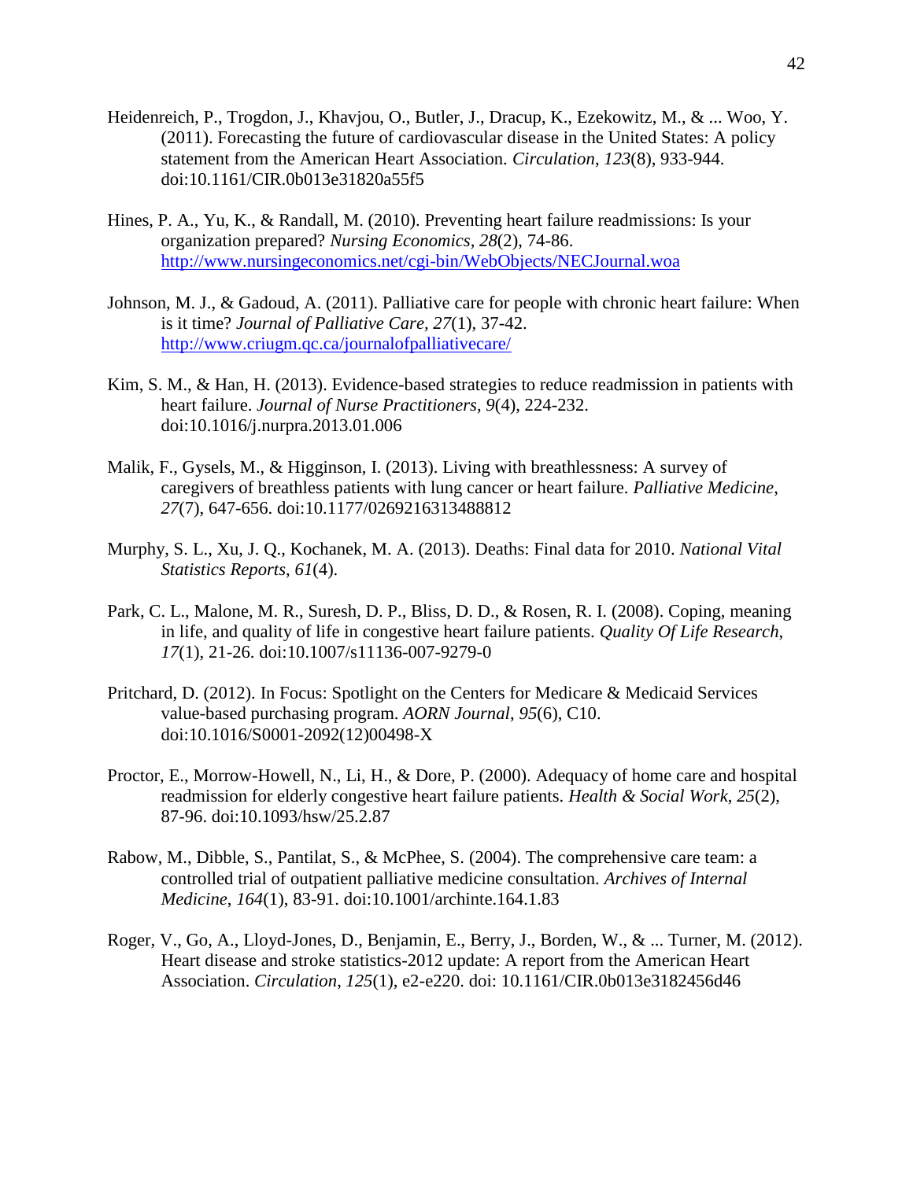Heidenreich, P., Trogdon, J., Khavjou, O., Butler, J., Dracup, K., Ezekowitz, M., & ... Woo, Y. (2011). Forecasting the future of cardiovascular disease in the United States: A policy statement from the American Heart Association. *Circulation*, *123*(8), 933-944. doi:10.1161/CIR.0b013e31820a55f5

Hines, P. A., Yu, K., & Randall, M. (2010). Preventing heart failure readmissions: Is your organization prepared? *Nursing Economics*, *28*(2), 74-86. http://www.nursingeconomics.net/cgi-bin/WebObjects/NECJournal.woa

Johnson, M. J., & Gadoud, A. (2011). Palliative care for people with chronic heart failure: When is it time? *Journal of Palliative Care*, *27*(1), 37-42. http://www.criugm.qc.ca/journalofpalliativecare/

Kim, S. M., & Han, H. (2013). Evidence-based strategies to reduce readmission in patients with heart failure. *Journal of Nurse Practitioners*, *9*(4), 224-232. doi:10.1016/j.nurpra.2013.01.006

Malik, F., Gysels, M., & Higginson, I. (2013). Living with breathlessness: A survey of caregivers of breathless patients with lung cancer or heart failure. *Palliative Medicine*, *27*(7), 647-656. doi:10.1177/0269216313488812

Murphy, S. L., Xu, J. Q., Kochanek, M. A. (2013). Deaths: Final data for 2010. *National Vital Statistics Reports*, *61*(4).

Park, C. L., Malone, M. R., Suresh, D. P., Bliss, D. D., & Rosen, R. I. (2008). Coping, meaning in life, and quality of life in congestive heart failure patients. *Quality Of Life Research*, *17*(1), 21-26. doi:10.1007/s11136-007-9279-0

Pritchard, D. (2012). In Focus: Spotlight on the Centers for Medicare & Medicaid Services value-based purchasing program. *AORN Journal*, *95*(6), C10. doi:10.1016/S0001-2092(12)00498-X

Proctor, E., Morrow-Howell, N., Li, H., & Dore, P. (2000). Adequacy of home care and hospital readmission for elderly congestive heart failure patients. *Health & Social Work*, *25*(2), 87-96. doi:10.1093/hsw/25.2.87

Rabow, M., Dibble, S., Pantilat, S., & McPhee, S. (2004). The comprehensive care team: a controlled trial of outpatient palliative medicine consultation. *Archives of Internal Medicine*, *164*(1), 83-91. doi:10.1001/archinte.164.1.83

Roger, V., Go, A., Lloyd-Jones, D., Benjamin, E., Berry, J., Borden, W., & ... Turner, M. (2012). Heart disease and stroke statistics-2012 update: A report from the American Heart Association. *Circulation*, *125*(1), e2-e220. doi: 10.1161/CIR.0b013e3182456d46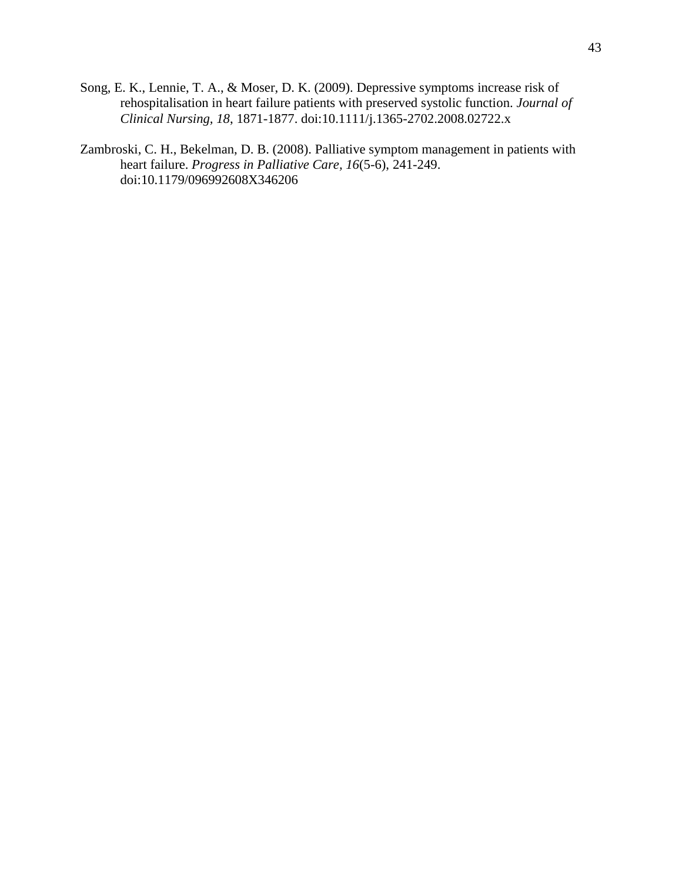Song, E. K., Lennie, T. A., & Moser, D. K. (2009). Depressive symptoms increase risk of rehospitalisation in heart failure patients with preserved systolic function. *Journal of Clinical Nursing, 18*, 1871-1877. doi:10.1111/j.1365-2702.2008.02722.x

Zambroski, C. H., Bekelman, D. B. (2008). Palliative symptom management in patients with heart failure. *Progress in Palliative Care, 16*(5-6), 241-249. doi:10.1179/096992608X346206